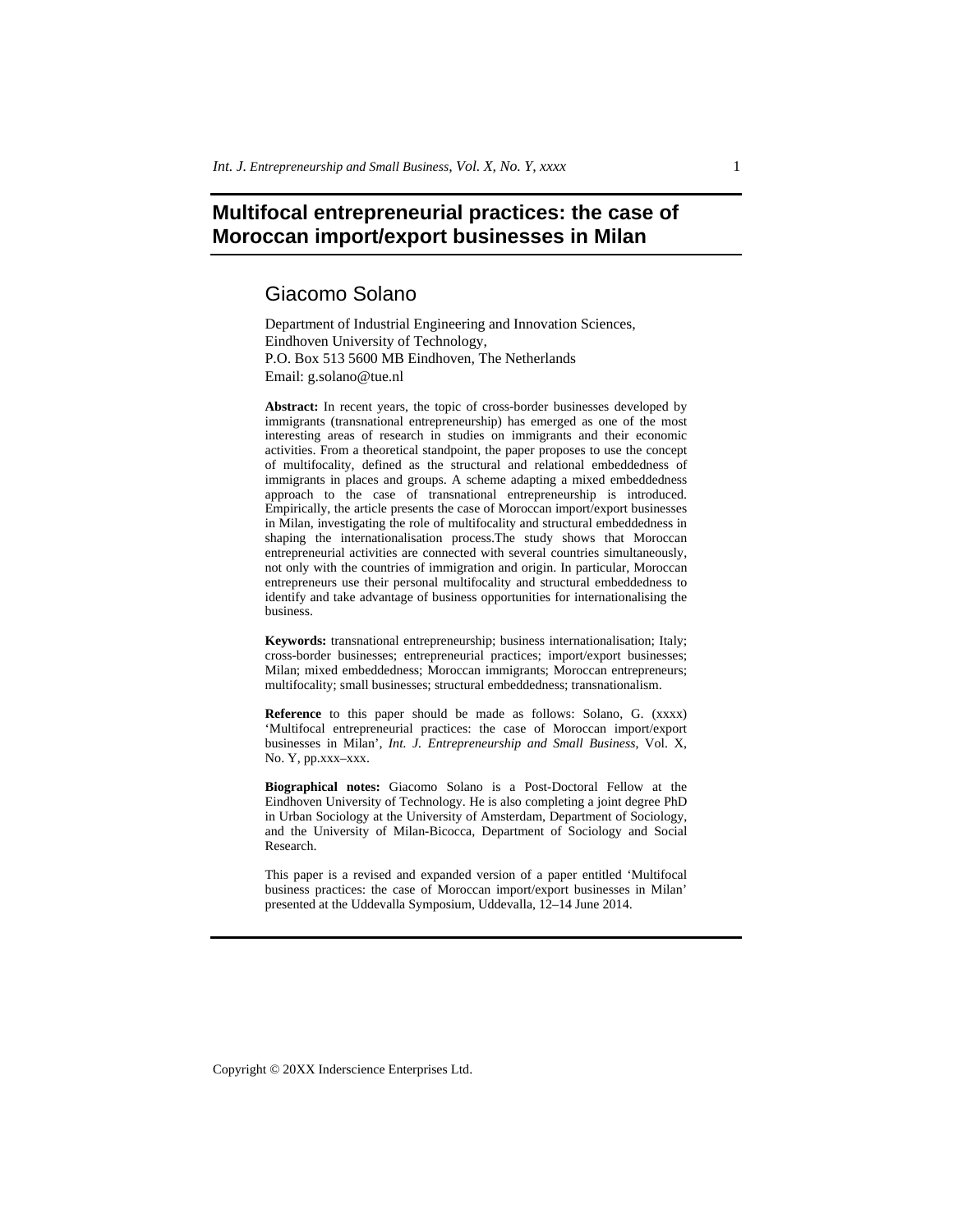# Multifocal entrepreneurial practices: the case of Moroccan import/export businesses in Milan

## Giacomo Solano

Department of Industrial Engineering and Innovation Sciences,
Eindhoven University of Technology,
P.O. Box 513 5600 MB Eindhoven, The Netherlands
Email: g.solano@tue.nl

**Abstract:** In recent years, the topic of cross-border businesses developed by immigrants (transnational entrepreneurship) has emerged as one of the most interesting areas of research in studies on immigrants and their economic activities. From a theoretical standpoint, the paper proposes to use the concept of multifocality, defined as the structural and relational embeddedness of immigrants in places and groups. A scheme adapting a mixed embeddedness approach to the case of transnational entrepreneurship is introduced. Empirically, the article presents the case of Moroccan import/export businesses in Milan, investigating the role of multifocality and structural embeddedness in shaping the internationalisation process.The study shows that Moroccan entrepreneurial activities are connected with several countries simultaneously, not only with the countries of immigration and origin. In particular, Moroccan entrepreneurs use their personal multifocality and structural embeddedness to identify and take advantage of business opportunities for internationalising the business.

**Keywords:** transnational entrepreneurship; business internationalisation; Italy; cross-border businesses; entrepreneurial practices; import/export businesses; Milan; mixed embeddedness; Moroccan immigrants; Moroccan entrepreneurs; multifocality; small businesses; structural embeddedness; transnationalism.

**Reference** to this paper should be made as follows: Solano, G. (xxxx) 'Multifocal entrepreneurial practices: the case of Moroccan import/export businesses in Milan', *Int. J. Entrepreneurship and Small Business*, Vol. X, No. Y, pp.xxx–xxx.

**Biographical notes:** Giacomo Solano is a Post-Doctoral Fellow at the Eindhoven University of Technology. He is also completing a joint degree PhD in Urban Sociology at the University of Amsterdam, Department of Sociology, and the University of Milan-Bicocca, Department of Sociology and Social Research.

This paper is a revised and expanded version of a paper entitled 'Multifocal business practices: the case of Moroccan import/export businesses in Milan' presented at the Uddevalla Symposium, Uddevalla, 12–14 June 2014.

Copyright © 20XX Inderscience Enterprises Ltd.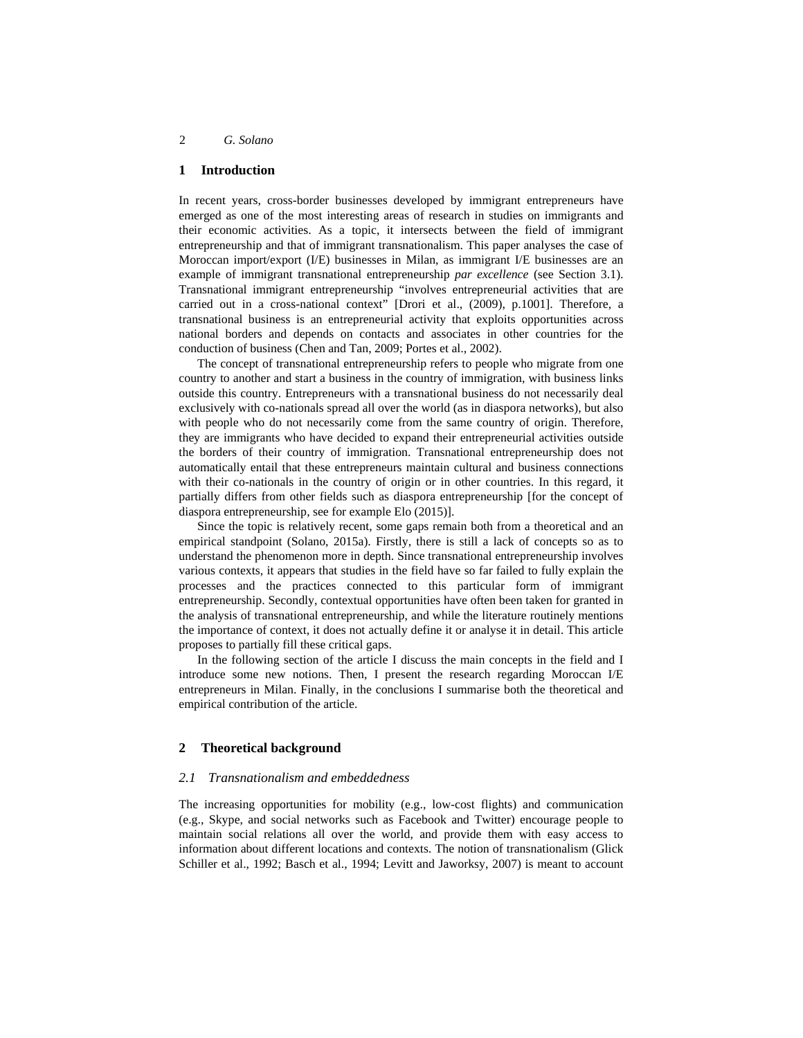## 1 Introduction

In recent years, cross-border businesses developed by immigrant entrepreneurs have emerged as one of the most interesting areas of research in studies on immigrants and their economic activities. As a topic, it intersects between the field of immigrant entrepreneurship and that of immigrant transnationalism. This paper analyses the case of Moroccan import/export (I/E) businesses in Milan, as immigrant I/E businesses are an example of immigrant transnational entrepreneurship *par excellence* (see Section 3.1). Transnational immigrant entrepreneurship "involves entrepreneurial activities that are carried out in a cross-national context" [Drori et al., (2009), p.1001]. Therefore, a transnational business is an entrepreneurial activity that exploits opportunities across national borders and depends on contacts and associates in other countries for the conduction of business (Chen and Tan, 2009; Portes et al., 2002).

The concept of transnational entrepreneurship refers to people who migrate from one country to another and start a business in the country of immigration, with business links outside this country. Entrepreneurs with a transnational business do not necessarily deal exclusively with co-nationals spread all over the world (as in diaspora networks), but also with people who do not necessarily come from the same country of origin. Therefore, they are immigrants who have decided to expand their entrepreneurial activities outside the borders of their country of immigration. Transnational entrepreneurship does not automatically entail that these entrepreneurs maintain cultural and business connections with their co-nationals in the country of origin or in other countries. In this regard, it partially differs from other fields such as diaspora entrepreneurship [for the concept of diaspora entrepreneurship, see for example Elo (2015)].

Since the topic is relatively recent, some gaps remain both from a theoretical and an empirical standpoint (Solano, 2015a). Firstly, there is still a lack of concepts so as to understand the phenomenon more in depth. Since transnational entrepreneurship involves various contexts, it appears that studies in the field have so far failed to fully explain the processes and the practices connected to this particular form of immigrant entrepreneurship. Secondly, contextual opportunities have often been taken for granted in the analysis of transnational entrepreneurship, and while the literature routinely mentions the importance of context, it does not actually define it or analyse it in detail. This article proposes to partially fill these critical gaps.

In the following section of the article I discuss the main concepts in the field and I introduce some new notions. Then, I present the research regarding Moroccan I/E entrepreneurs in Milan. Finally, in the conclusions I summarise both the theoretical and empirical contribution of the article.

## 2 Theoretical background

### 2.1 Transnationalism and embeddedness

The increasing opportunities for mobility (e.g., low-cost flights) and communication (e.g., Skype, and social networks such as Facebook and Twitter) encourage people to maintain social relations all over the world, and provide them with easy access to information about different locations and contexts. The notion of transnationalism (Glick Schiller et al., 1992; Basch et al., 1994; Levitt and Jaworksy, 2007) is meant to account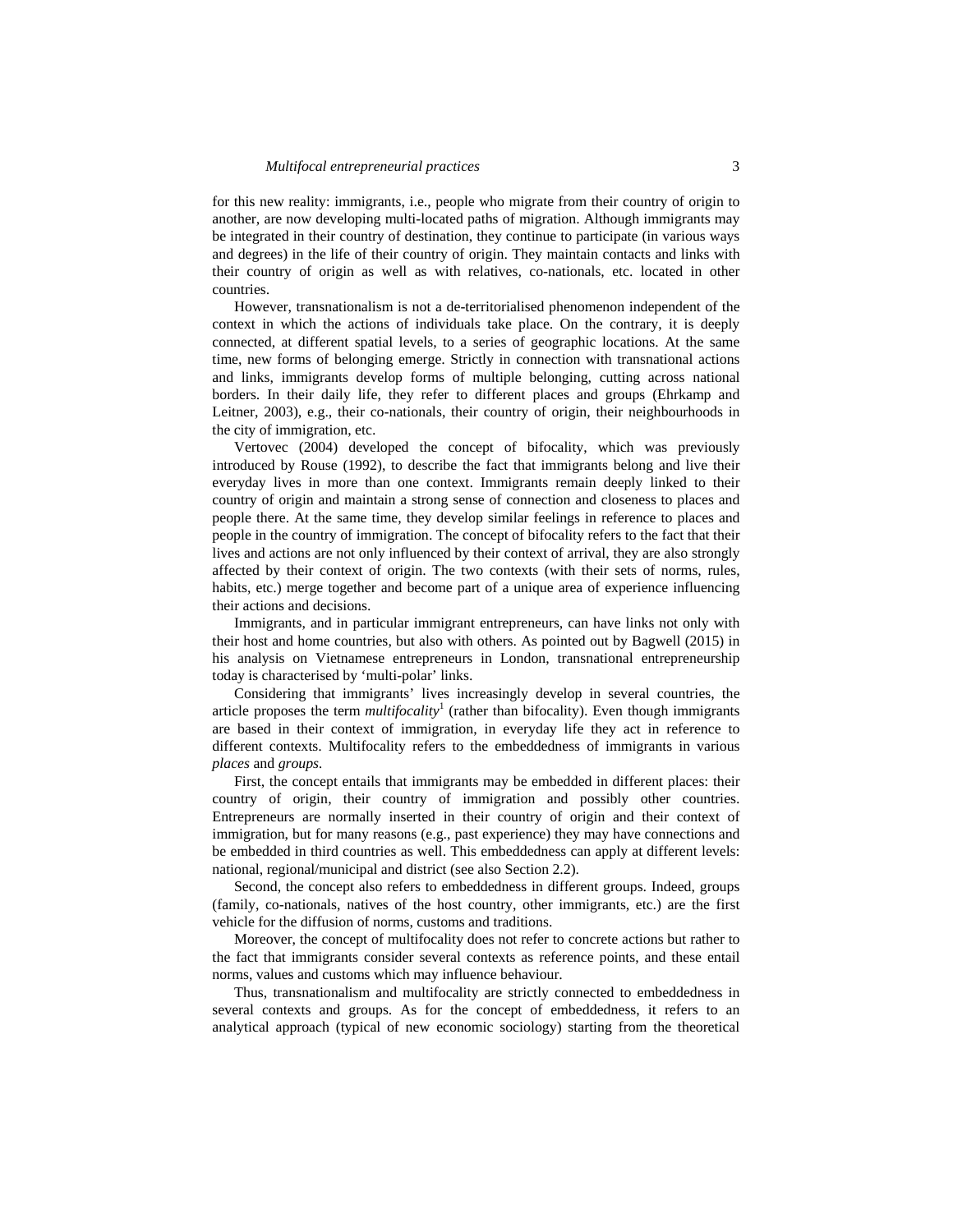for this new reality: immigrants, i.e., people who migrate from their country of origin to another, are now developing multi-located paths of migration. Although immigrants may be integrated in their country of destination, they continue to participate (in various ways and degrees) in the life of their country of origin. They maintain contacts and links with their country of origin as well as with relatives, co-nationals, etc. located in other countries.

However, transnationalism is not a de-territorialised phenomenon independent of the context in which the actions of individuals take place. On the contrary, it is deeply connected, at different spatial levels, to a series of geographic locations. At the same time, new forms of belonging emerge. Strictly in connection with transnational actions and links, immigrants develop forms of multiple belonging, cutting across national borders. In their daily life, they refer to different places and groups (Ehrkamp and Leitner, 2003), e.g., their co-nationals, their country of origin, their neighbourhoods in the city of immigration, etc.

Vertovec (2004) developed the concept of bifocality, which was previously introduced by Rouse (1992), to describe the fact that immigrants belong and live their everyday lives in more than one context. Immigrants remain deeply linked to their country of origin and maintain a strong sense of connection and closeness to places and people there. At the same time, they develop similar feelings in reference to places and people in the country of immigration. The concept of bifocality refers to the fact that their lives and actions are not only influenced by their context of arrival, they are also strongly affected by their context of origin. The two contexts (with their sets of norms, rules, habits, etc.) merge together and become part of a unique area of experience influencing their actions and decisions.

Immigrants, and in particular immigrant entrepreneurs, can have links not only with their host and home countries, but also with others. As pointed out by Bagwell (2015) in his analysis on Vietnamese entrepreneurs in London, transnational entrepreneurship today is characterised by 'multi-polar' links.

Considering that immigrants' lives increasingly develop in several countries, the article proposes the term *multifocality*[1] (rather than bifocality). Even though immigrants are based in their context of immigration, in everyday life they act in reference to different contexts. Multifocality refers to the embeddedness of immigrants in various *places* and *groups*.

First, the concept entails that immigrants may be embedded in different places: their country of origin, their country of immigration and possibly other countries. Entrepreneurs are normally inserted in their country of origin and their context of immigration, but for many reasons (e.g., past experience) they may have connections and be embedded in third countries as well. This embeddedness can apply at different levels: national, regional/municipal and district (see also Section 2.2).

Second, the concept also refers to embeddedness in different groups. Indeed, groups (family, co-nationals, natives of the host country, other immigrants, etc.) are the first vehicle for the diffusion of norms, customs and traditions.

Moreover, the concept of multifocality does not refer to concrete actions but rather to the fact that immigrants consider several contexts as reference points, and these entail norms, values and customs which may influence behaviour.

Thus, transnationalism and multifocality are strictly connected to embeddedness in several contexts and groups. As for the concept of embeddedness, it refers to an analytical approach (typical of new economic sociology) starting from the theoretical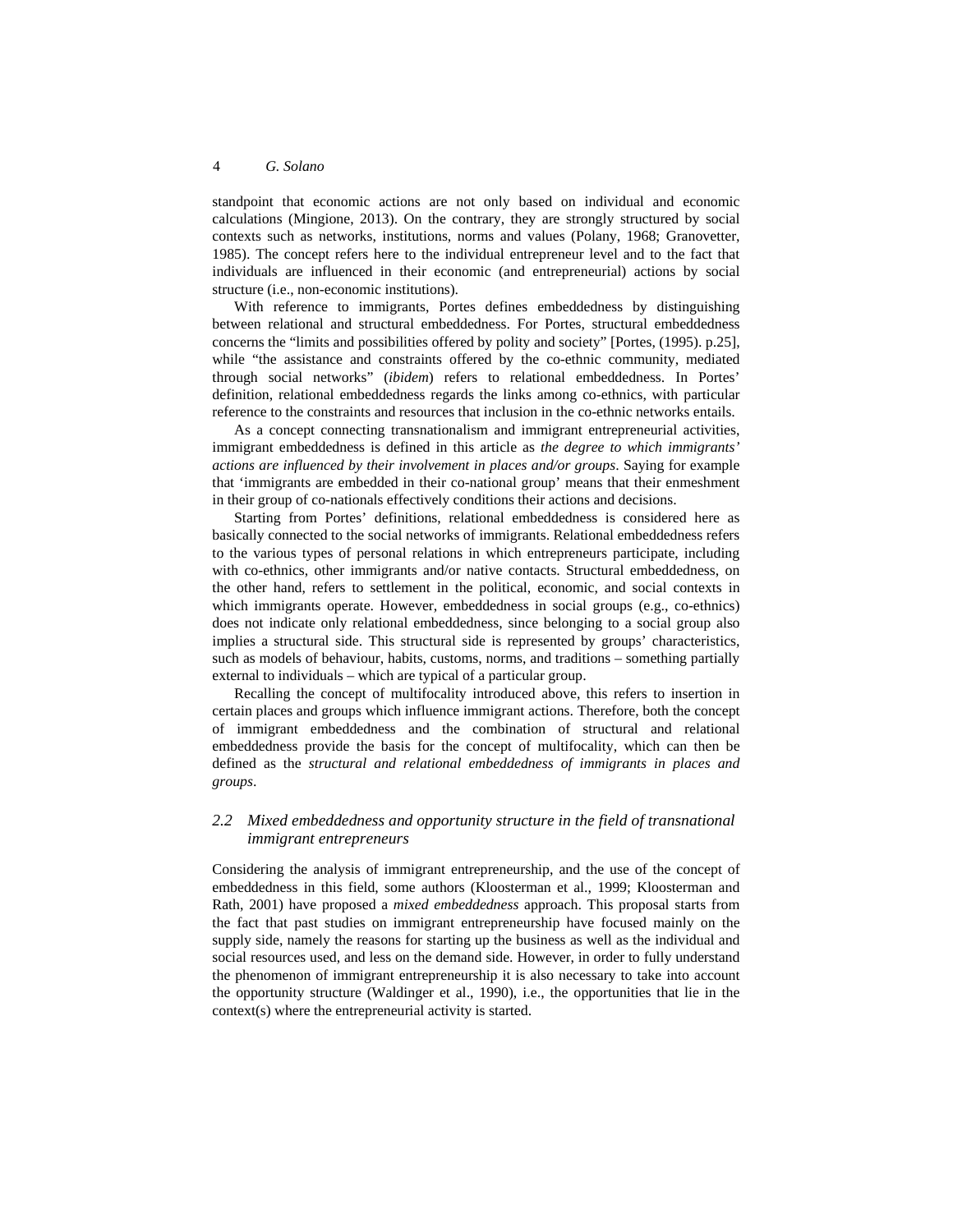standpoint that economic actions are not only based on individual and economic calculations (Mingione, 2013). On the contrary, they are strongly structured by social contexts such as networks, institutions, norms and values (Polany, 1968; Granovetter, 1985). The concept refers here to the individual entrepreneur level and to the fact that individuals are influenced in their economic (and entrepreneurial) actions by social structure (i.e., non-economic institutions).

With reference to immigrants, Portes defines embeddedness by distinguishing between relational and structural embeddedness. For Portes, structural embeddedness concerns the "limits and possibilities offered by polity and society" [Portes, (1995). p.25], while "the assistance and constraints offered by the co-ethnic community, mediated through social networks" (*ibidem*) refers to relational embeddedness. In Portes' definition, relational embeddedness regards the links among co-ethnics, with particular reference to the constraints and resources that inclusion in the co-ethnic networks entails.

As a concept connecting transnationalism and immigrant entrepreneurial activities, immigrant embeddedness is defined in this article as *the degree to which immigrants' actions are influenced by their involvement in places and/or groups*. Saying for example that 'immigrants are embedded in their co-national group' means that their enmeshment in their group of co-nationals effectively conditions their actions and decisions.

Starting from Portes' definitions, relational embeddedness is considered here as basically connected to the social networks of immigrants. Relational embeddedness refers to the various types of personal relations in which entrepreneurs participate, including with co-ethnics, other immigrants and/or native contacts. Structural embeddedness, on the other hand, refers to settlement in the political, economic, and social contexts in which immigrants operate. However, embeddedness in social groups (e.g., co-ethnics) does not indicate only relational embeddedness, since belonging to a social group also implies a structural side. This structural side is represented by groups' characteristics, such as models of behaviour, habits, customs, norms, and traditions – something partially external to individuals – which are typical of a particular group.

Recalling the concept of multifocality introduced above, this refers to insertion in certain places and groups which influence immigrant actions. Therefore, both the concept of immigrant embeddedness and the combination of structural and relational embeddedness provide the basis for the concept of multifocality, which can then be defined as the *structural and relational embeddedness of immigrants in places and groups*.

### *2.2 Mixed embeddedness and opportunity structure in the field of transnational immigrant entrepreneurs*

Considering the analysis of immigrant entrepreneurship, and the use of the concept of embeddedness in this field, some authors (Kloosterman et al., 1999; Kloosterman and Rath, 2001) have proposed a *mixed embeddedness* approach. This proposal starts from the fact that past studies on immigrant entrepreneurship have focused mainly on the supply side, namely the reasons for starting up the business as well as the individual and social resources used, and less on the demand side. However, in order to fully understand the phenomenon of immigrant entrepreneurship it is also necessary to take into account the opportunity structure (Waldinger et al., 1990), i.e., the opportunities that lie in the context(s) where the entrepreneurial activity is started.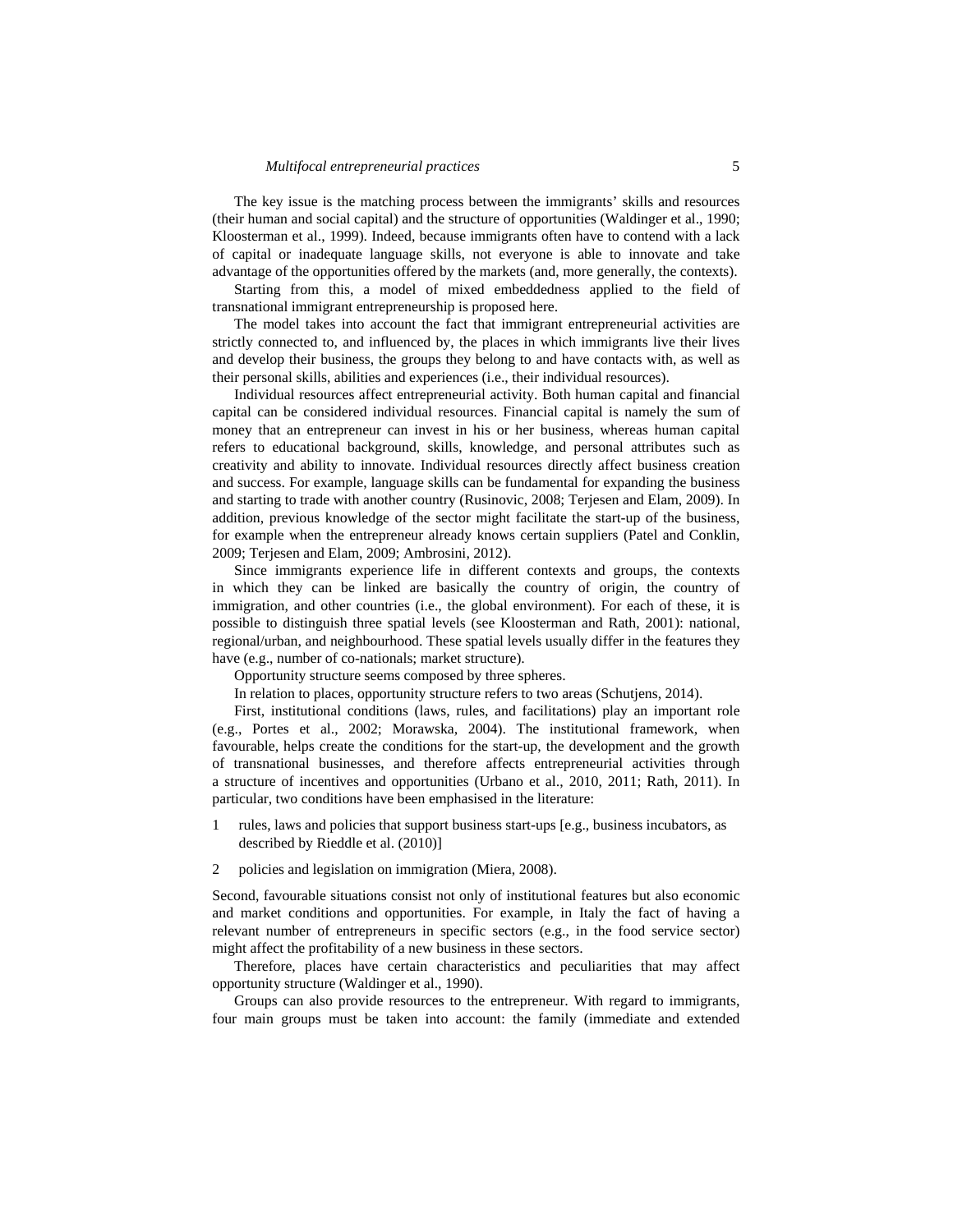The key issue is the matching process between the immigrants' skills and resources (their human and social capital) and the structure of opportunities (Waldinger et al., 1990; Kloosterman et al., 1999). Indeed, because immigrants often have to contend with a lack of capital or inadequate language skills, not everyone is able to innovate and take advantage of the opportunities offered by the markets (and, more generally, the contexts).

Starting from this, a model of mixed embeddedness applied to the field of transnational immigrant entrepreneurship is proposed here.

The model takes into account the fact that immigrant entrepreneurial activities are strictly connected to, and influenced by, the places in which immigrants live their lives and develop their business, the groups they belong to and have contacts with, as well as their personal skills, abilities and experiences (i.e., their individual resources).

Individual resources affect entrepreneurial activity. Both human capital and financial capital can be considered individual resources. Financial capital is namely the sum of money that an entrepreneur can invest in his or her business, whereas human capital refers to educational background, skills, knowledge, and personal attributes such as creativity and ability to innovate. Individual resources directly affect business creation and success. For example, language skills can be fundamental for expanding the business and starting to trade with another country (Rusinovic, 2008; Terjesen and Elam, 2009). In addition, previous knowledge of the sector might facilitate the start-up of the business, for example when the entrepreneur already knows certain suppliers (Patel and Conklin, 2009; Terjesen and Elam, 2009; Ambrosini, 2012).

Since immigrants experience life in different contexts and groups, the contexts in which they can be linked are basically the country of origin, the country of immigration, and other countries (i.e., the global environment). For each of these, it is possible to distinguish three spatial levels (see Kloosterman and Rath, 2001): national, regional/urban, and neighbourhood. These spatial levels usually differ in the features they have (e.g., number of co-nationals; market structure).

Opportunity structure seems composed by three spheres.

In relation to places, opportunity structure refers to two areas (Schutjens, 2014).

First, institutional conditions (laws, rules, and facilitations) play an important role (e.g., Portes et al., 2002; Morawska, 2004). The institutional framework, when favourable, helps create the conditions for the start-up, the development and the growth of transnational businesses, and therefore affects entrepreneurial activities through a structure of incentives and opportunities (Urbano et al., 2010, 2011; Rath, 2011). In particular, two conditions have been emphasised in the literature:

1. rules, laws and policies that support business start-ups [e.g., business incubators, as described by Rieddle et al. (2010)]
2. policies and legislation on immigration (Miera, 2008).

Second, favourable situations consist not only of institutional features but also economic and market conditions and opportunities. For example, in Italy the fact of having a relevant number of entrepreneurs in specific sectors (e.g., in the food service sector) might affect the profitability of a new business in these sectors.

Therefore, places have certain characteristics and peculiarities that may affect opportunity structure (Waldinger et al., 1990).

Groups can also provide resources to the entrepreneur. With regard to immigrants, four main groups must be taken into account: the family (immediate and extended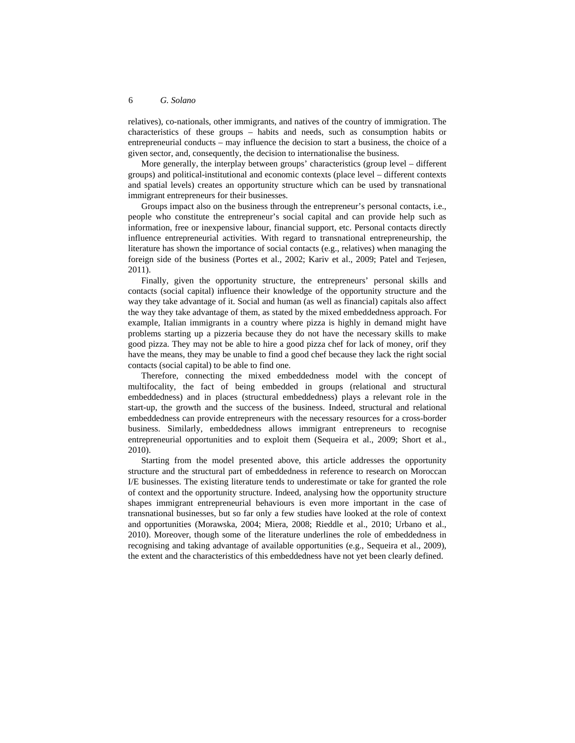relatives), co-nationals, other immigrants, and natives of the country of immigration. The characteristics of these groups – habits and needs, such as consumption habits or entrepreneurial conducts – may influence the decision to start a business, the choice of a given sector, and, consequently, the decision to internationalise the business.

More generally, the interplay between groups' characteristics (group level – different groups) and political-institutional and economic contexts (place level – different contexts and spatial levels) creates an opportunity structure which can be used by transnational immigrant entrepreneurs for their businesses.

Groups impact also on the business through the entrepreneur's personal contacts, i.e., people who constitute the entrepreneur's social capital and can provide help such as information, free or inexpensive labour, financial support, etc. Personal contacts directly influence entrepreneurial activities. With regard to transnational entrepreneurship, the literature has shown the importance of social contacts (e.g., relatives) when managing the foreign side of the business (Portes et al., 2002; Kariv et al., 2009; Patel and Terjesen, 2011).

Finally, given the opportunity structure, the entrepreneurs' personal skills and contacts (social capital) influence their knowledge of the opportunity structure and the way they take advantage of it. Social and human (as well as financial) capitals also affect the way they take advantage of them, as stated by the mixed embeddedness approach. For example, Italian immigrants in a country where pizza is highly in demand might have problems starting up a pizzeria because they do not have the necessary skills to make good pizza. They may not be able to hire a good pizza chef for lack of money, orif they have the means, they may be unable to find a good chef because they lack the right social contacts (social capital) to be able to find one.

Therefore, connecting the mixed embeddedness model with the concept of multifocality, the fact of being embedded in groups (relational and structural embeddedness) and in places (structural embeddedness) plays a relevant role in the start-up, the growth and the success of the business. Indeed, structural and relational embeddedness can provide entrepreneurs with the necessary resources for a cross-border business. Similarly, embeddedness allows immigrant entrepreneurs to recognise entrepreneurial opportunities and to exploit them (Sequeira et al., 2009; Short et al., 2010).

Starting from the model presented above, this article addresses the opportunity structure and the structural part of embeddedness in reference to research on Moroccan I/E businesses. The existing literature tends to underestimate or take for granted the role of context and the opportunity structure. Indeed, analysing how the opportunity structure shapes immigrant entrepreneurial behaviours is even more important in the case of transnational businesses, but so far only a few studies have looked at the role of context and opportunities (Morawska, 2004; Miera, 2008; Rieddle et al., 2010; Urbano et al., 2010). Moreover, though some of the literature underlines the role of embeddedness in recognising and taking advantage of available opportunities (e.g., Sequeira et al., 2009), the extent and the characteristics of this embeddedness have not yet been clearly defined.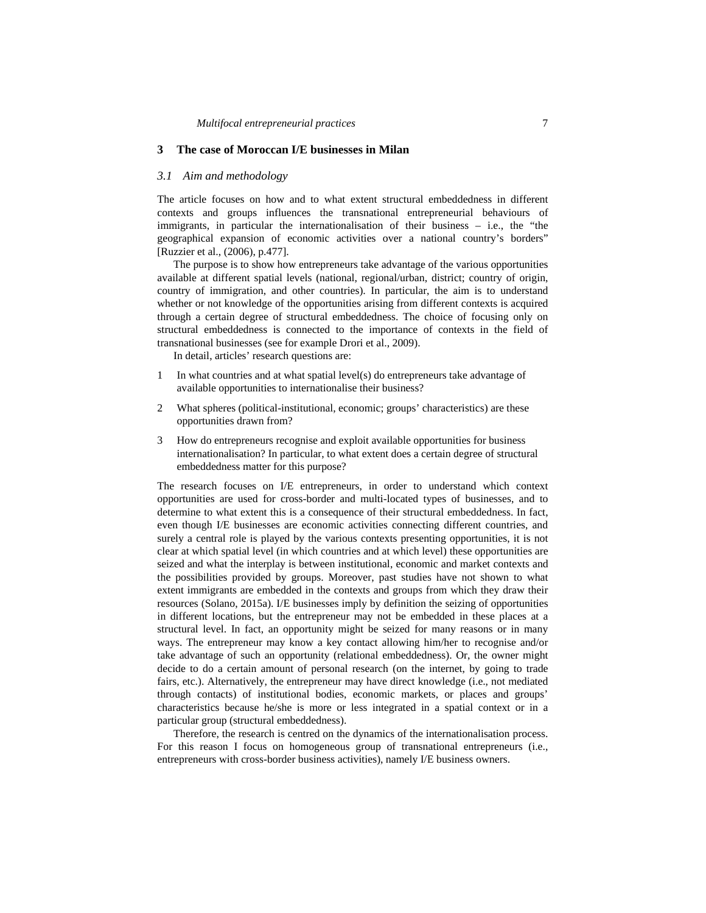## 3 The case of Moroccan I/E businesses in Milan

### *3.1 Aim and methodology*

The article focuses on how and to what extent structural embeddedness in different contexts and groups influences the transnational entrepreneurial behaviours of immigrants, in particular the internationalisation of their business – i.e., the "the geographical expansion of economic activities over a national country's borders" [Ruzzier et al., (2006), p.477].

The purpose is to show how entrepreneurs take advantage of the various opportunities available at different spatial levels (national, regional/urban, district; country of origin, country of immigration, and other countries). In particular, the aim is to understand whether or not knowledge of the opportunities arising from different contexts is acquired through a certain degree of structural embeddedness. The choice of focusing only on structural embeddedness is connected to the importance of contexts in the field of transnational businesses (see for example Drori et al., 2009).

In detail, articles' research questions are:

1. In what countries and at what spatial level(s) do entrepreneurs take advantage of available opportunities to internationalise their business?
2. What spheres (political-institutional, economic; groups' characteristics) are these opportunities drawn from?
3. How do entrepreneurs recognise and exploit available opportunities for business internationalisation? In particular, to what extent does a certain degree of structural embeddedness matter for this purpose?

The research focuses on I/E entrepreneurs, in order to understand which context opportunities are used for cross-border and multi-located types of businesses, and to determine to what extent this is a consequence of their structural embeddedness. In fact, even though I/E businesses are economic activities connecting different countries, and surely a central role is played by the various contexts presenting opportunities, it is not clear at which spatial level (in which countries and at which level) these opportunities are seized and what the interplay is between institutional, economic and market contexts and the possibilities provided by groups. Moreover, past studies have not shown to what extent immigrants are embedded in the contexts and groups from which they draw their resources (Solano, 2015a). I/E businesses imply by definition the seizing of opportunities in different locations, but the entrepreneur may not be embedded in these places at a structural level. In fact, an opportunity might be seized for many reasons or in many ways. The entrepreneur may know a key contact allowing him/her to recognise and/or take advantage of such an opportunity (relational embeddedness). Or, the owner might decide to do a certain amount of personal research (on the internet, by going to trade fairs, etc.). Alternatively, the entrepreneur may have direct knowledge (i.e., not mediated through contacts) of institutional bodies, economic markets, or places and groups' characteristics because he/she is more or less integrated in a spatial context or in a particular group (structural embeddedness).

Therefore, the research is centred on the dynamics of the internationalisation process. For this reason I focus on homogeneous group of transnational entrepreneurs (i.e., entrepreneurs with cross-border business activities), namely I/E business owners.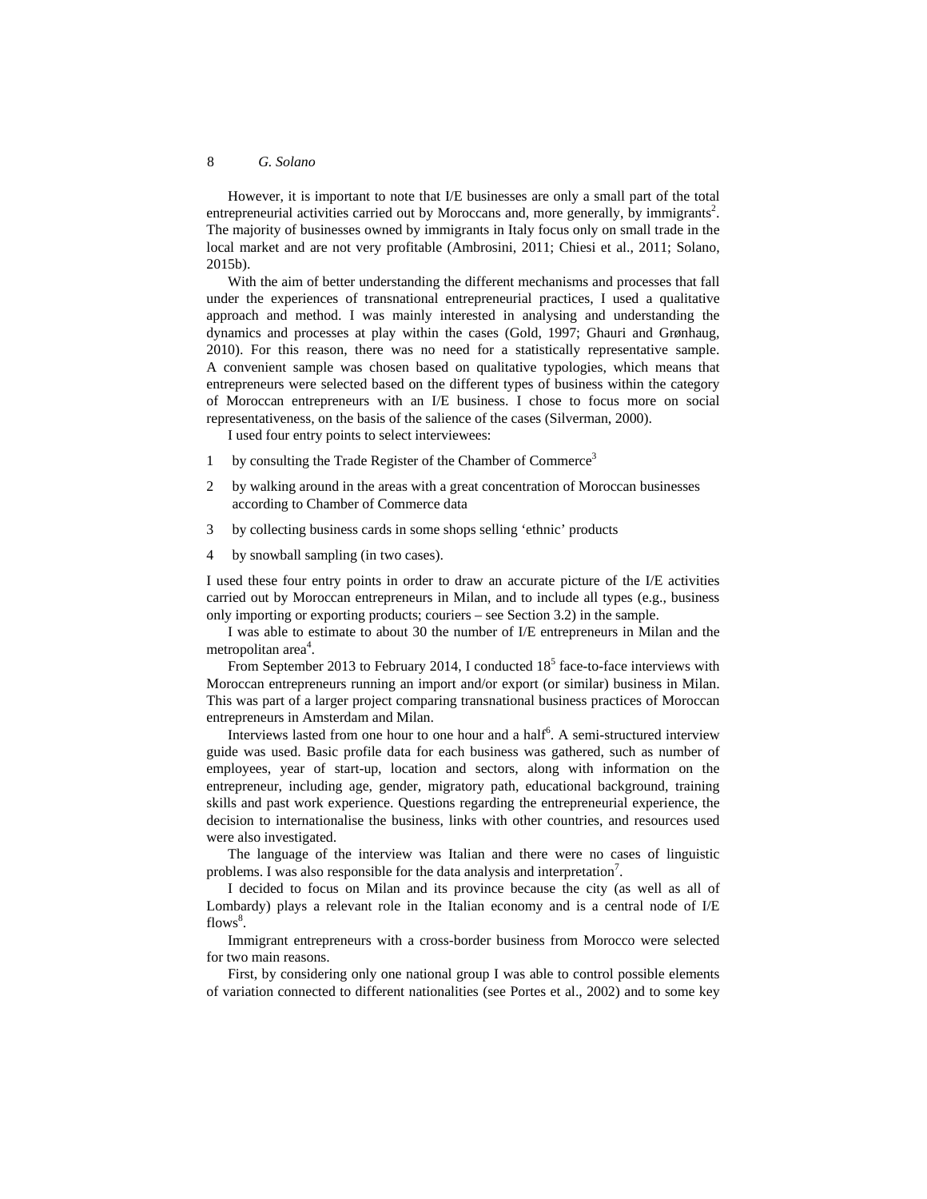However, it is important to note that I/E businesses are only a small part of the total entrepreneurial activities carried out by Moroccans and, more generally, by immigrants[2]. The majority of businesses owned by immigrants in Italy focus only on small trade in the local market and are not very profitable (Ambrosini, 2011; Chiesi et al., 2011; Solano, 2015b).

With the aim of better understanding the different mechanisms and processes that fall under the experiences of transnational entrepreneurial practices, I used a qualitative approach and method. I was mainly interested in analysing and understanding the dynamics and processes at play within the cases (Gold, 1997; Ghauri and Grønhaug, 2010). For this reason, there was no need for a statistically representative sample. A convenient sample was chosen based on qualitative typologies, which means that entrepreneurs were selected based on the different types of business within the category of Moroccan entrepreneurs with an I/E business. I chose to focus more on social representativeness, on the basis of the salience of the cases (Silverman, 2000).

I used four entry points to select interviewees:

1. by consulting the Trade Register of the Chamber of Commerce[3]
2. by walking around in the areas with a great concentration of Moroccan businesses according to Chamber of Commerce data
3. by collecting business cards in some shops selling 'ethnic' products
4. by snowball sampling (in two cases).

I used these four entry points in order to draw an accurate picture of the I/E activities carried out by Moroccan entrepreneurs in Milan, and to include all types (e.g., business only importing or exporting products; couriers – see Section 3.2) in the sample.

I was able to estimate to about 30 the number of I/E entrepreneurs in Milan and the metropolitan area[4].

From September 2013 to February 2014, I conducted 18[5] face-to-face interviews with Moroccan entrepreneurs running an import and/or export (or similar) business in Milan. This was part of a larger project comparing transnational business practices of Moroccan entrepreneurs in Amsterdam and Milan.

Interviews lasted from one hour to one hour and a half[6]. A semi-structured interview guide was used. Basic profile data for each business was gathered, such as number of employees, year of start-up, location and sectors, along with information on the entrepreneur, including age, gender, migratory path, educational background, training skills and past work experience. Questions regarding the entrepreneurial experience, the decision to internationalise the business, links with other countries, and resources used were also investigated.

The language of the interview was Italian and there were no cases of linguistic problems. I was also responsible for the data analysis and interpretation[7].

I decided to focus on Milan and its province because the city (as well as all of Lombardy) plays a relevant role in the Italian economy and is a central node of I/E flows[8].

Immigrant entrepreneurs with a cross-border business from Morocco were selected for two main reasons.

First, by considering only one national group I was able to control possible elements of variation connected to different nationalities (see Portes et al., 2002) and to some key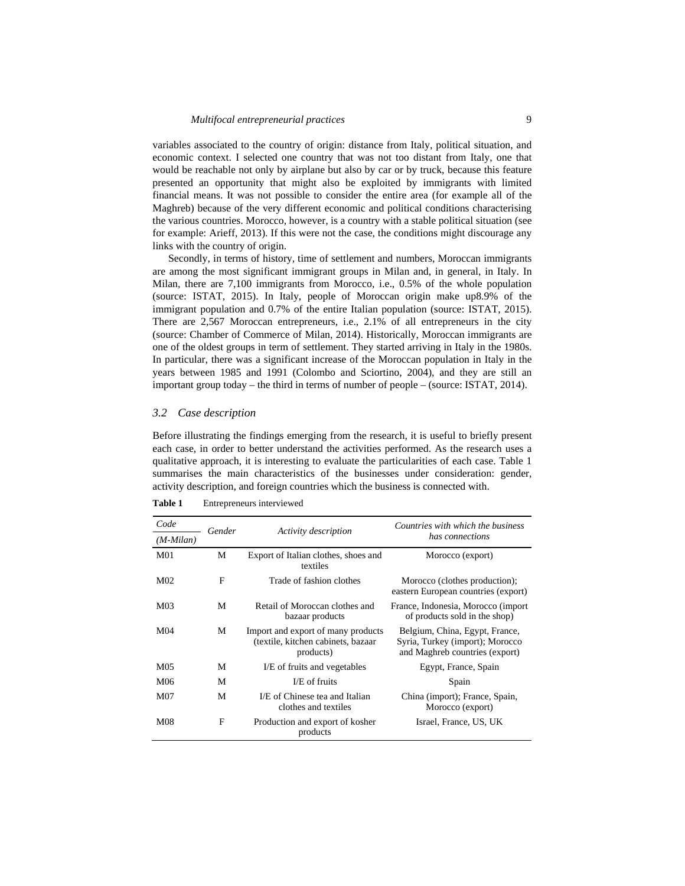variables associated to the country of origin: distance from Italy, political situation, and economic context. I selected one country that was not too distant from Italy, one that would be reachable not only by airplane but also by car or by truck, because this feature presented an opportunity that might also be exploited by immigrants with limited financial means. It was not possible to consider the entire area (for example all of the Maghreb) because of the very different economic and political conditions characterising the various countries. Morocco, however, is a country with a stable political situation (see for example: Arieff, 2013). If this were not the case, the conditions might discourage any links with the country of origin.

Secondly, in terms of history, time of settlement and numbers, Moroccan immigrants are among the most significant immigrant groups in Milan and, in general, in Italy. In Milan, there are 7,100 immigrants from Morocco, i.e., 0.5% of the whole population (source: ISTAT, 2015). In Italy, people of Moroccan origin make up8.9% of the immigrant population and 0.7% of the entire Italian population (source: ISTAT, 2015). There are 2,567 Moroccan entrepreneurs, i.e., 2.1% of all entrepreneurs in the city (source: Chamber of Commerce of Milan, 2014). Historically, Moroccan immigrants are one of the oldest groups in term of settlement. They started arriving in Italy in the 1980s. In particular, there was a significant increase of the Moroccan population in Italy in the years between 1985 and 1991 (Colombo and Sciortino, 2004), and they are still an important group today – the third in terms of number of people – (source: ISTAT, 2014).

### *3.2 Case description*

Before illustrating the findings emerging from the research, it is useful to briefly present each case, in order to better understand the activities performed. As the research uses a qualitative approach, it is interesting to evaluate the particularities of each case. Table 1 summarises the main characteristics of the businesses under consideration: gender, activity description, and foreign countries which the business is connected with.

**Table 1** Entrepreneurs interviewed

| *Code (M-Milan)* | *Gender* | *Activity description* | *Countries with which the business has connections* |
|---|---|---|---|
| M01 | M | Export of Italian clothes, shoes and textiles | Morocco (export) |
| M02 | F | Trade of fashion clothes | Morocco (clothes production); eastern European countries (export) |
| M03 | M | Retail of Moroccan clothes and bazaar products | France, Indonesia, Morocco (import of products sold in the shop) |
| M04 | M | Import and export of many products (textile, kitchen cabinets, bazaar products) | Belgium, China, Egypt, France, Syria, Turkey (import); Morocco and Maghreb countries (export) |
| M05 | M | I/E of fruits and vegetables | Egypt, France, Spain |
| M06 | M | I/E of fruits | Spain |
| M07 | M | I/E of Chinese tea and Italian clothes and textiles | China (import); France, Spain, Morocco (export) |
| M08 | F | Production and export of kosher products | Israel, France, US, UK |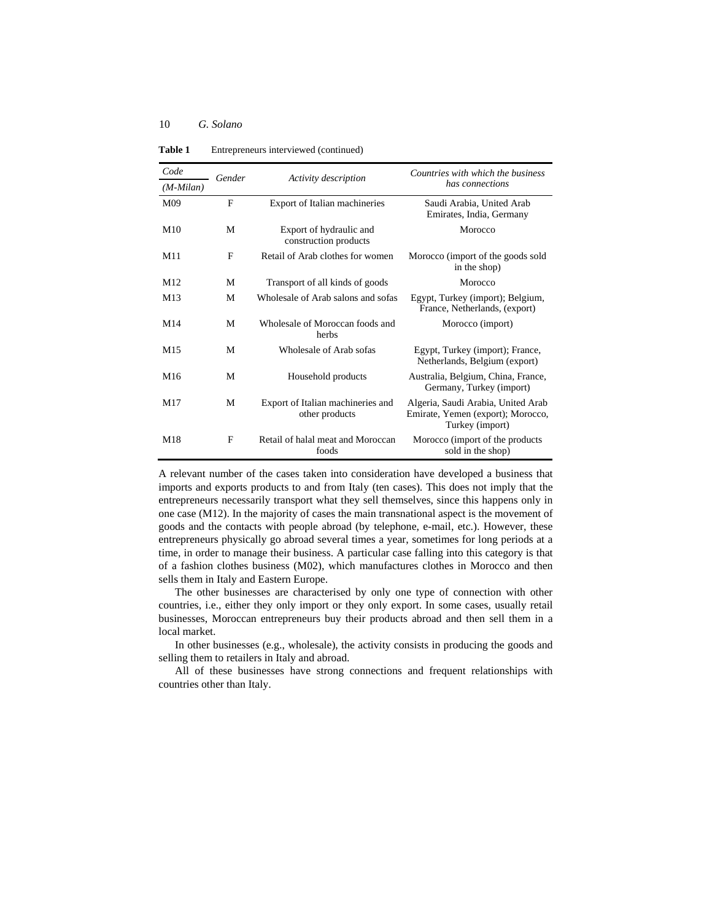**Table 1** Entrepreneurs interviewed (continued)

| *Code (M-Milan)* | *Gender* | *Activity description* | *Countries with which the business has connections* |
|---|---|---|---|
| M09 | F | Export of Italian machineries | Saudi Arabia, United Arab Emirates, India, Germany |
| M10 | M | Export of hydraulic and construction products | Morocco |
| M11 | F | Retail of Arab clothes for women | Morocco (import of the goods sold in the shop) |
| M12 | M | Transport of all kinds of goods | Morocco |
| M13 | M | Wholesale of Arab salons and sofas | Egypt, Turkey (import); Belgium, France, Netherlands, (export) |
| M14 | M | Wholesale of Moroccan foods and herbs | Morocco (import) |
| M15 | M | Wholesale of Arab sofas | Egypt, Turkey (import); France, Netherlands, Belgium (export) |
| M16 | M | Household products | Australia, Belgium, China, France, Germany, Turkey (import) |
| M17 | M | Export of Italian machineries and other products | Algeria, Saudi Arabia, United Arab Emirate, Yemen (export); Morocco, Turkey (import) |
| M18 | F | Retail of halal meat and Moroccan foods | Morocco (import of the products sold in the shop) |

A relevant number of the cases taken into consideration have developed a business that imports and exports products to and from Italy (ten cases). This does not imply that the entrepreneurs necessarily transport what they sell themselves, since this happens only in one case (M12). In the majority of cases the main transnational aspect is the movement of goods and the contacts with people abroad (by telephone, e-mail, etc.). However, these entrepreneurs physically go abroad several times a year, sometimes for long periods at a time, in order to manage their business. A particular case falling into this category is that of a fashion clothes business (M02), which manufactures clothes in Morocco and then sells them in Italy and Eastern Europe.

The other businesses are characterised by only one type of connection with other countries, i.e., either they only import or they only export. In some cases, usually retail businesses, Moroccan entrepreneurs buy their products abroad and then sell them in a local market.

In other businesses (e.g., wholesale), the activity consists in producing the goods and selling them to retailers in Italy and abroad.

All of these businesses have strong connections and frequent relationships with countries other than Italy.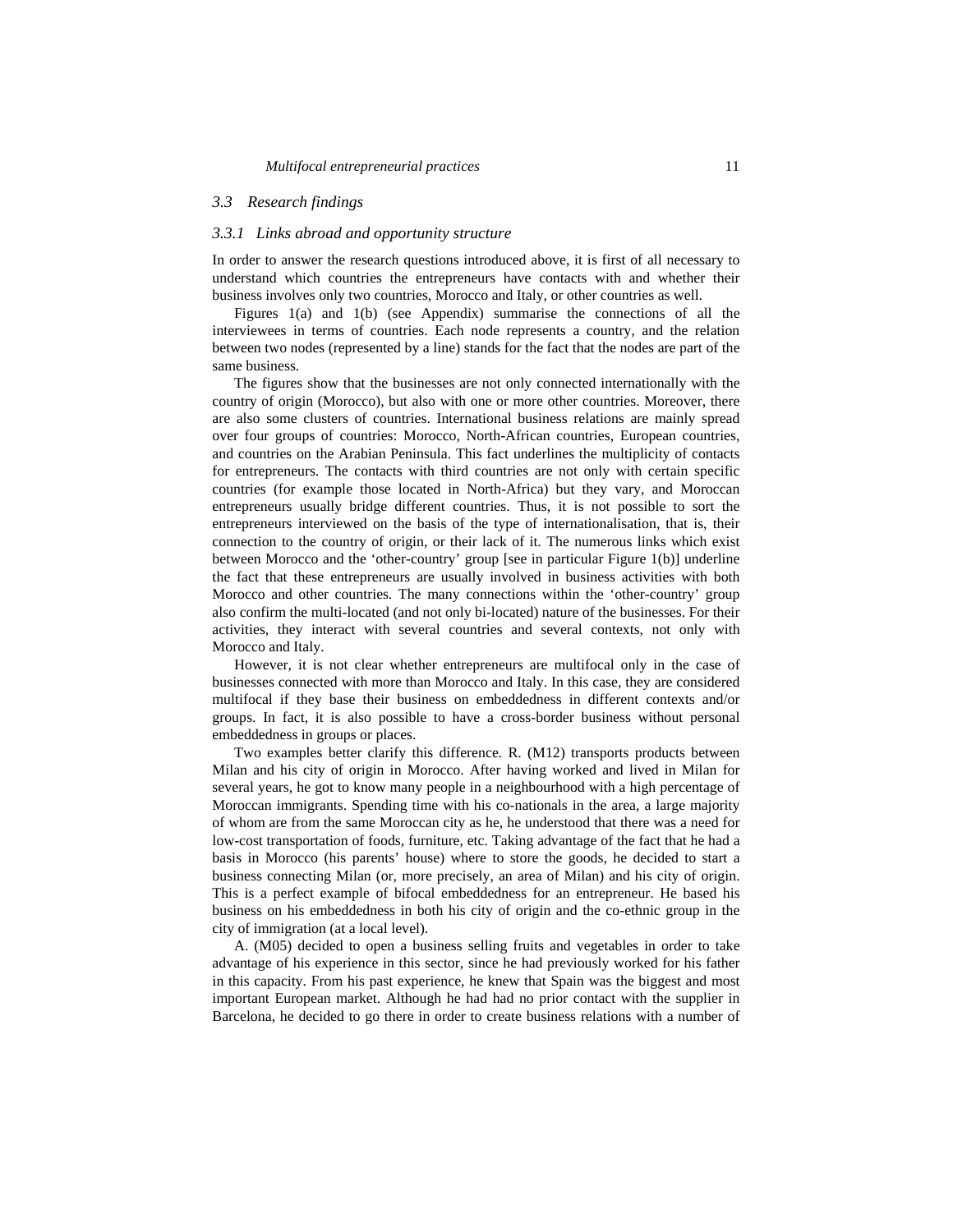### *3.3 Research findings*

#### *3.3.1 Links abroad and opportunity structure*

In order to answer the research questions introduced above, it is first of all necessary to understand which countries the entrepreneurs have contacts with and whether their business involves only two countries, Morocco and Italy, or other countries as well.

Figures 1(a) and 1(b) (see Appendix) summarise the connections of all the interviewees in terms of countries. Each node represents a country, and the relation between two nodes (represented by a line) stands for the fact that the nodes are part of the same business.

The figures show that the businesses are not only connected internationally with the country of origin (Morocco), but also with one or more other countries. Moreover, there are also some clusters of countries. International business relations are mainly spread over four groups of countries: Morocco, North-African countries, European countries, and countries on the Arabian Peninsula. This fact underlines the multiplicity of contacts for entrepreneurs. The contacts with third countries are not only with certain specific countries (for example those located in North-Africa) but they vary, and Moroccan entrepreneurs usually bridge different countries. Thus, it is not possible to sort the entrepreneurs interviewed on the basis of the type of internationalisation, that is, their connection to the country of origin, or their lack of it. The numerous links which exist between Morocco and the 'other-country' group [see in particular Figure 1(b)] underline the fact that these entrepreneurs are usually involved in business activities with both Morocco and other countries. The many connections within the 'other-country' group also confirm the multi-located (and not only bi-located) nature of the businesses. For their activities, they interact with several countries and several contexts, not only with Morocco and Italy.

However, it is not clear whether entrepreneurs are multifocal only in the case of businesses connected with more than Morocco and Italy. In this case, they are considered multifocal if they base their business on embeddedness in different contexts and/or groups. In fact, it is also possible to have a cross-border business without personal embeddedness in groups or places.

Two examples better clarify this difference. R. (M12) transports products between Milan and his city of origin in Morocco. After having worked and lived in Milan for several years, he got to know many people in a neighbourhood with a high percentage of Moroccan immigrants. Spending time with his co-nationals in the area, a large majority of whom are from the same Moroccan city as he, he understood that there was a need for low-cost transportation of foods, furniture, etc. Taking advantage of the fact that he had a basis in Morocco (his parents' house) where to store the goods, he decided to start a business connecting Milan (or, more precisely, an area of Milan) and his city of origin. This is a perfect example of bifocal embeddedness for an entrepreneur. He based his business on his embeddedness in both his city of origin and the co-ethnic group in the city of immigration (at a local level).

A. (M05) decided to open a business selling fruits and vegetables in order to take advantage of his experience in this sector, since he had previously worked for his father in this capacity. From his past experience, he knew that Spain was the biggest and most important European market. Although he had had no prior contact with the supplier in Barcelona, he decided to go there in order to create business relations with a number of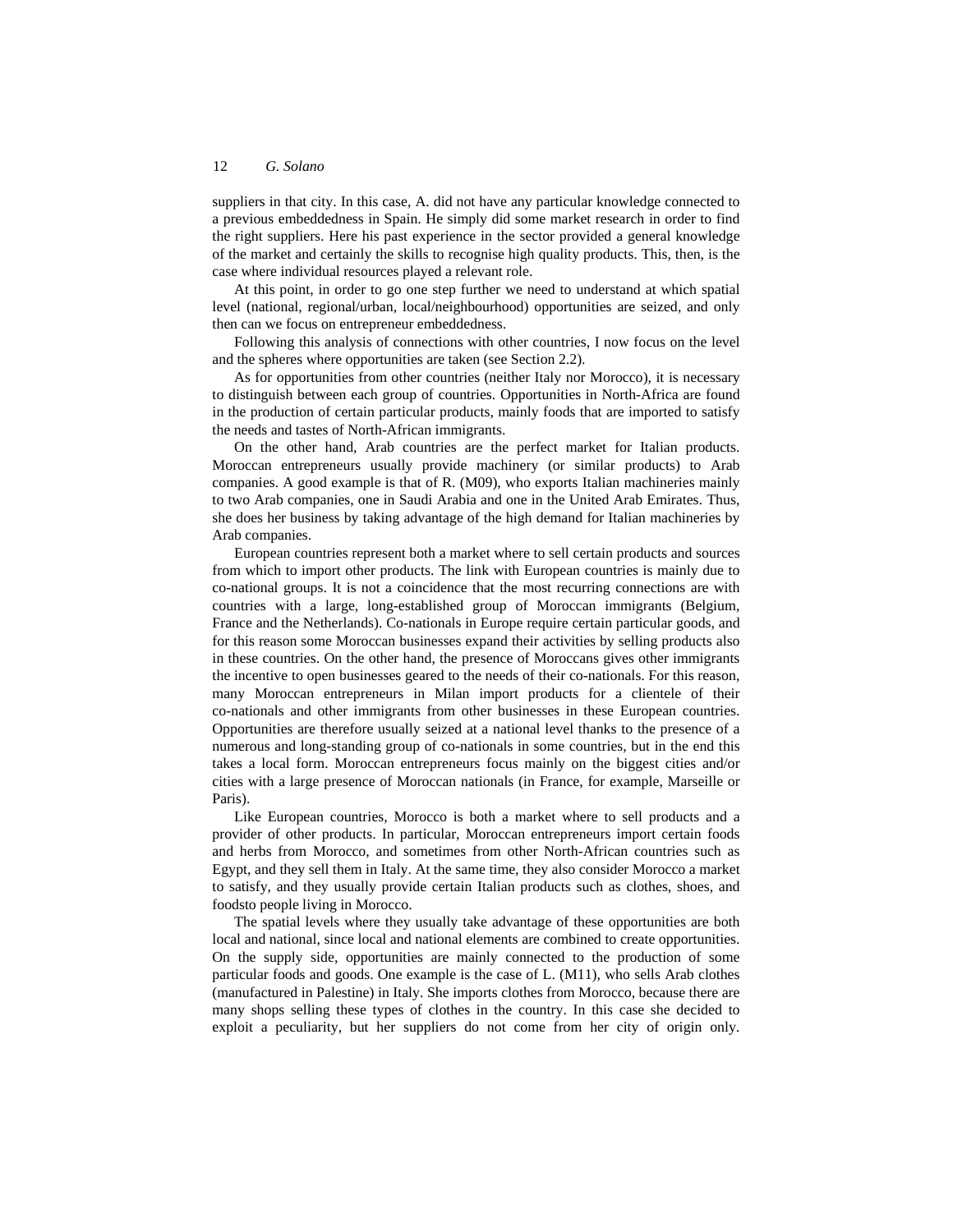suppliers in that city. In this case, A. did not have any particular knowledge connected to a previous embeddedness in Spain. He simply did some market research in order to find the right suppliers. Here his past experience in the sector provided a general knowledge of the market and certainly the skills to recognise high quality products. This, then, is the case where individual resources played a relevant role.

At this point, in order to go one step further we need to understand at which spatial level (national, regional/urban, local/neighbourhood) opportunities are seized, and only then can we focus on entrepreneur embeddedness.

Following this analysis of connections with other countries, I now focus on the level and the spheres where opportunities are taken (see Section 2.2).

As for opportunities from other countries (neither Italy nor Morocco), it is necessary to distinguish between each group of countries. Opportunities in North-Africa are found in the production of certain particular products, mainly foods that are imported to satisfy the needs and tastes of North-African immigrants.

On the other hand, Arab countries are the perfect market for Italian products. Moroccan entrepreneurs usually provide machinery (or similar products) to Arab companies. A good example is that of R. (M09), who exports Italian machineries mainly to two Arab companies, one in Saudi Arabia and one in the United Arab Emirates. Thus, she does her business by taking advantage of the high demand for Italian machineries by Arab companies.

European countries represent both a market where to sell certain products and sources from which to import other products. The link with European countries is mainly due to co-national groups. It is not a coincidence that the most recurring connections are with countries with a large, long-established group of Moroccan immigrants (Belgium, France and the Netherlands). Co-nationals in Europe require certain particular goods, and for this reason some Moroccan businesses expand their activities by selling products also in these countries. On the other hand, the presence of Moroccans gives other immigrants the incentive to open businesses geared to the needs of their co-nationals. For this reason, many Moroccan entrepreneurs in Milan import products for a clientele of their co-nationals and other immigrants from other businesses in these European countries. Opportunities are therefore usually seized at a national level thanks to the presence of a numerous and long-standing group of co-nationals in some countries, but in the end this takes a local form. Moroccan entrepreneurs focus mainly on the biggest cities and/or cities with a large presence of Moroccan nationals (in France, for example, Marseille or Paris).

Like European countries, Morocco is both a market where to sell products and a provider of other products. In particular, Moroccan entrepreneurs import certain foods and herbs from Morocco, and sometimes from other North-African countries such as Egypt, and they sell them in Italy. At the same time, they also consider Morocco a market to satisfy, and they usually provide certain Italian products such as clothes, shoes, and foodsto people living in Morocco.

The spatial levels where they usually take advantage of these opportunities are both local and national, since local and national elements are combined to create opportunities. On the supply side, opportunities are mainly connected to the production of some particular foods and goods. One example is the case of L. (M11), who sells Arab clothes (manufactured in Palestine) in Italy. She imports clothes from Morocco, because there are many shops selling these types of clothes in the country. In this case she decided to exploit a peculiarity, but her suppliers do not come from her city of origin only.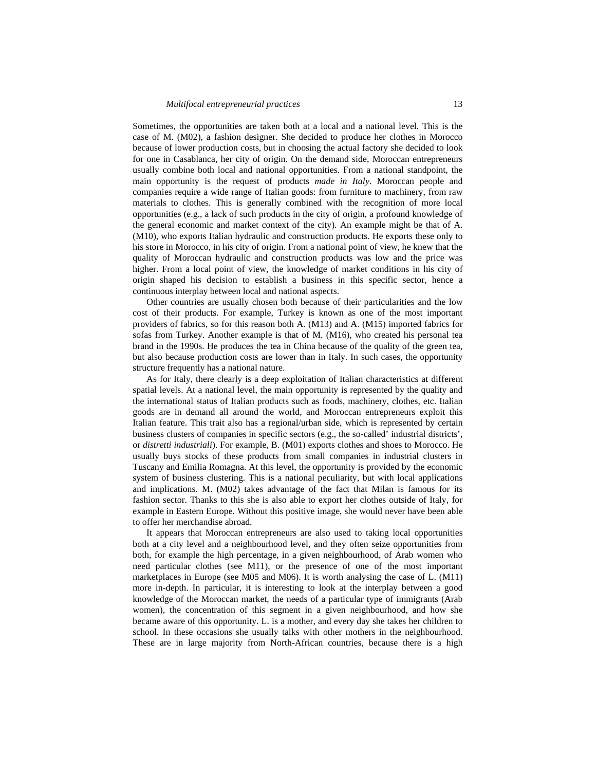Sometimes, the opportunities are taken both at a local and a national level. This is the case of M. (M02), a fashion designer. She decided to produce her clothes in Morocco because of lower production costs, but in choosing the actual factory she decided to look for one in Casablanca, her city of origin. On the demand side, Moroccan entrepreneurs usually combine both local and national opportunities. From a national standpoint, the main opportunity is the request of products *made in Italy*. Moroccan people and companies require a wide range of Italian goods: from furniture to machinery, from raw materials to clothes. This is generally combined with the recognition of more local opportunities (e.g., a lack of such products in the city of origin, a profound knowledge of the general economic and market context of the city). An example might be that of A. (M10), who exports Italian hydraulic and construction products. He exports these only to his store in Morocco, in his city of origin. From a national point of view, he knew that the quality of Moroccan hydraulic and construction products was low and the price was higher. From a local point of view, the knowledge of market conditions in his city of origin shaped his decision to establish a business in this specific sector, hence a continuous interplay between local and national aspects.

Other countries are usually chosen both because of their particularities and the low cost of their products. For example, Turkey is known as one of the most important providers of fabrics, so for this reason both A. (M13) and A. (M15) imported fabrics for sofas from Turkey. Another example is that of M. (M16), who created his personal tea brand in the 1990s. He produces the tea in China because of the quality of the green tea, but also because production costs are lower than in Italy. In such cases, the opportunity structure frequently has a national nature.

As for Italy, there clearly is a deep exploitation of Italian characteristics at different spatial levels. At a national level, the main opportunity is represented by the quality and the international status of Italian products such as foods, machinery, clothes, etc. Italian goods are in demand all around the world, and Moroccan entrepreneurs exploit this Italian feature. This trait also has a regional/urban side, which is represented by certain business clusters of companies in specific sectors (e.g., the so-called' industrial districts', or *distretti industriali*). For example, B. (M01) exports clothes and shoes to Morocco. He usually buys stocks of these products from small companies in industrial clusters in Tuscany and Emilia Romagna. At this level, the opportunity is provided by the economic system of business clustering. This is a national peculiarity, but with local applications and implications. M. (M02) takes advantage of the fact that Milan is famous for its fashion sector. Thanks to this she is also able to export her clothes outside of Italy, for example in Eastern Europe. Without this positive image, she would never have been able to offer her merchandise abroad.

It appears that Moroccan entrepreneurs are also used to taking local opportunities both at a city level and a neighbourhood level, and they often seize opportunities from both, for example the high percentage, in a given neighbourhood, of Arab women who need particular clothes (see M11), or the presence of one of the most important marketplaces in Europe (see M05 and M06). It is worth analysing the case of L. (M11) more in-depth. In particular, it is interesting to look at the interplay between a good knowledge of the Moroccan market, the needs of a particular type of immigrants (Arab women), the concentration of this segment in a given neighbourhood, and how she became aware of this opportunity. L. is a mother, and every day she takes her children to school. In these occasions she usually talks with other mothers in the neighbourhood. These are in large majority from North-African countries, because there is a high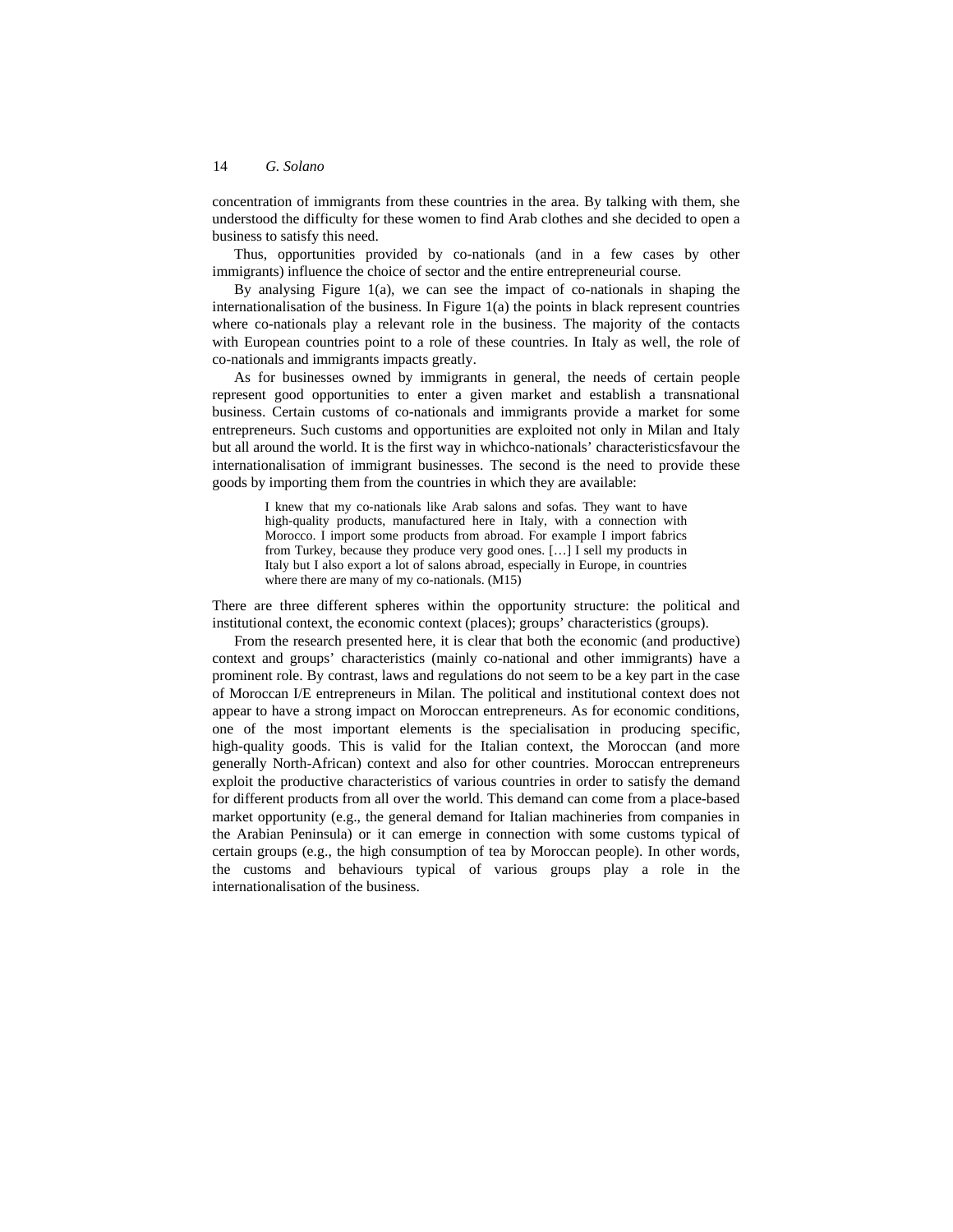concentration of immigrants from these countries in the area. By talking with them, she understood the difficulty for these women to find Arab clothes and she decided to open a business to satisfy this need.

Thus, opportunities provided by co-nationals (and in a few cases by other immigrants) influence the choice of sector and the entire entrepreneurial course.

By analysing Figure 1(a), we can see the impact of co-nationals in shaping the internationalisation of the business. In Figure 1(a) the points in black represent countries where co-nationals play a relevant role in the business. The majority of the contacts with European countries point to a role of these countries. In Italy as well, the role of co-nationals and immigrants impacts greatly.

As for businesses owned by immigrants in general, the needs of certain people represent good opportunities to enter a given market and establish a transnational business. Certain customs of co-nationals and immigrants provide a market for some entrepreneurs. Such customs and opportunities are exploited not only in Milan and Italy but all around the world. It is the first way in whichco-nationals' characteristicsfavour the internationalisation of immigrant businesses. The second is the need to provide these goods by importing them from the countries in which they are available:

> I knew that my co-nationals like Arab salons and sofas. They want to have high-quality products, manufactured here in Italy, with a connection with Morocco. I import some products from abroad. For example I import fabrics from Turkey, because they produce very good ones. […] I sell my products in Italy but I also export a lot of salons abroad, especially in Europe, in countries where there are many of my co-nationals. (M15)

There are three different spheres within the opportunity structure: the political and institutional context, the economic context (places); groups' characteristics (groups).

From the research presented here, it is clear that both the economic (and productive) context and groups' characteristics (mainly co-national and other immigrants) have a prominent role. By contrast, laws and regulations do not seem to be a key part in the case of Moroccan I/E entrepreneurs in Milan. The political and institutional context does not appear to have a strong impact on Moroccan entrepreneurs. As for economic conditions, one of the most important elements is the specialisation in producing specific, high-quality goods. This is valid for the Italian context, the Moroccan (and more generally North-African) context and also for other countries. Moroccan entrepreneurs exploit the productive characteristics of various countries in order to satisfy the demand for different products from all over the world. This demand can come from a place-based market opportunity (e.g., the general demand for Italian machineries from companies in the Arabian Peninsula) or it can emerge in connection with some customs typical of certain groups (e.g., the high consumption of tea by Moroccan people). In other words, the customs and behaviours typical of various groups play a role in the internationalisation of the business.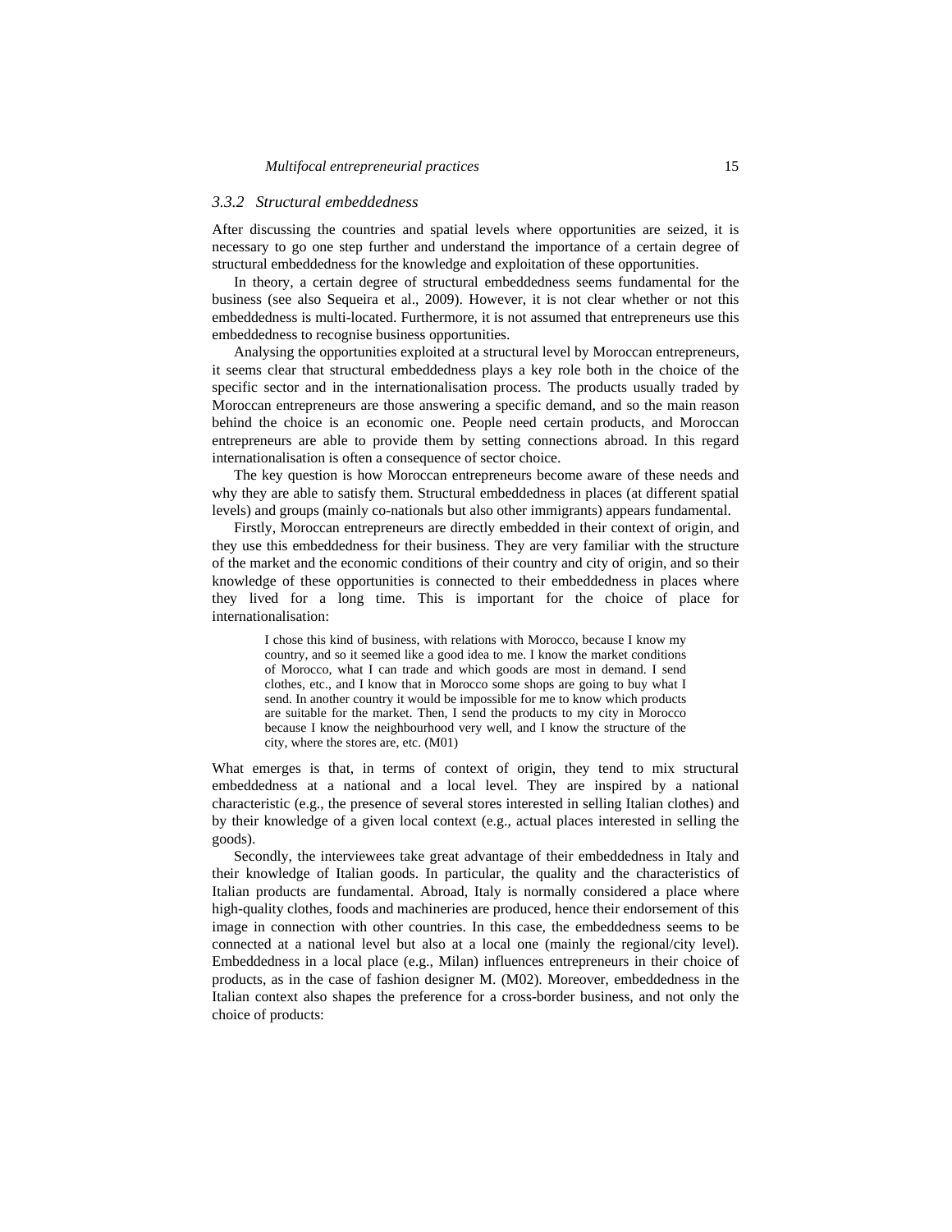### 3.3.2 Structural embeddedness

After discussing the countries and spatial levels where opportunities are seized, it is necessary to go one step further and understand the importance of a certain degree of structural embeddedness for the knowledge and exploitation of these opportunities.

In theory, a certain degree of structural embeddedness seems fundamental for the business (see also Sequeira et al., 2009). However, it is not clear whether or not this embeddedness is multi-located. Furthermore, it is not assumed that entrepreneurs use this embeddedness to recognise business opportunities.

Analysing the opportunities exploited at a structural level by Moroccan entrepreneurs, it seems clear that structural embeddedness plays a key role both in the choice of the specific sector and in the internationalisation process. The products usually traded by Moroccan entrepreneurs are those answering a specific demand, and so the main reason behind the choice is an economic one. People need certain products, and Moroccan entrepreneurs are able to provide them by setting connections abroad. In this regard internationalisation is often a consequence of sector choice.

The key question is how Moroccan entrepreneurs become aware of these needs and why they are able to satisfy them. Structural embeddedness in places (at different spatial levels) and groups (mainly co-nationals but also other immigrants) appears fundamental.

Firstly, Moroccan entrepreneurs are directly embedded in their context of origin, and they use this embeddedness for their business. They are very familiar with the structure of the market and the economic conditions of their country and city of origin, and so their knowledge of these opportunities is connected to their embeddedness in places where they lived for a long time. This is important for the choice of place for internationalisation:

> I chose this kind of business, with relations with Morocco, because I know my country, and so it seemed like a good idea to me. I know the market conditions of Morocco, what I can trade and which goods are most in demand. I send clothes, etc., and I know that in Morocco some shops are going to buy what I send. In another country it would be impossible for me to know which products are suitable for the market. Then, I send the products to my city in Morocco because I know the neighbourhood very well, and I know the structure of the city, where the stores are, etc. (M01)

What emerges is that, in terms of context of origin, they tend to mix structural embeddedness at a national and a local level. They are inspired by a national characteristic (e.g., the presence of several stores interested in selling Italian clothes) and by their knowledge of a given local context (e.g., actual places interested in selling the goods).

Secondly, the interviewees take great advantage of their embeddedness in Italy and their knowledge of Italian goods. In particular, the quality and the characteristics of Italian products are fundamental. Abroad, Italy is normally considered a place where high-quality clothes, foods and machineries are produced, hence their endorsement of this image in connection with other countries. In this case, the embeddedness seems to be connected at a national level but also at a local one (mainly the regional/city level). Embeddedness in a local place (e.g., Milan) influences entrepreneurs in their choice of products, as in the case of fashion designer M. (M02). Moreover, embeddedness in the Italian context also shapes the preference for a cross-border business, and not only the choice of products: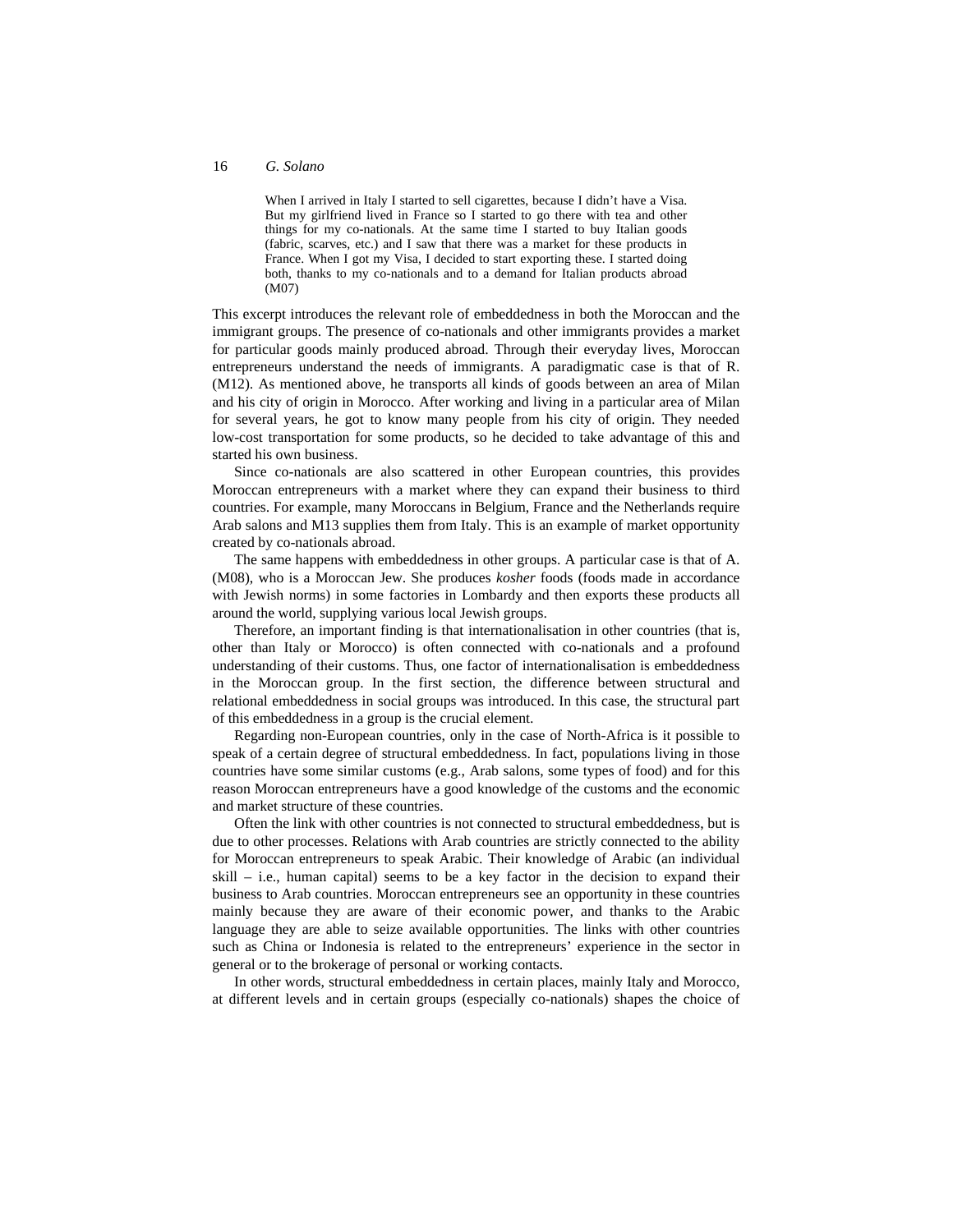> When I arrived in Italy I started to sell cigarettes, because I didn't have a Visa. But my girlfriend lived in France so I started to go there with tea and other things for my co-nationals. At the same time I started to buy Italian goods (fabric, scarves, etc.) and I saw that there was a market for these products in France. When I got my Visa, I decided to start exporting these. I started doing both, thanks to my co-nationals and to a demand for Italian products abroad (M07)

This excerpt introduces the relevant role of embeddedness in both the Moroccan and the immigrant groups. The presence of co-nationals and other immigrants provides a market for particular goods mainly produced abroad. Through their everyday lives, Moroccan entrepreneurs understand the needs of immigrants. A paradigmatic case is that of R. (M12). As mentioned above, he transports all kinds of goods between an area of Milan and his city of origin in Morocco. After working and living in a particular area of Milan for several years, he got to know many people from his city of origin. They needed low-cost transportation for some products, so he decided to take advantage of this and started his own business.

Since co-nationals are also scattered in other European countries, this provides Moroccan entrepreneurs with a market where they can expand their business to third countries. For example, many Moroccans in Belgium, France and the Netherlands require Arab salons and M13 supplies them from Italy. This is an example of market opportunity created by co-nationals abroad.

The same happens with embeddedness in other groups. A particular case is that of A. (M08), who is a Moroccan Jew. She produces *kosher* foods (foods made in accordance with Jewish norms) in some factories in Lombardy and then exports these products all around the world, supplying various local Jewish groups.

Therefore, an important finding is that internationalisation in other countries (that is, other than Italy or Morocco) is often connected with co-nationals and a profound understanding of their customs. Thus, one factor of internationalisation is embeddedness in the Moroccan group. In the first section, the difference between structural and relational embeddedness in social groups was introduced. In this case, the structural part of this embeddedness in a group is the crucial element.

Regarding non-European countries, only in the case of North-Africa is it possible to speak of a certain degree of structural embeddedness. In fact, populations living in those countries have some similar customs (e.g., Arab salons, some types of food) and for this reason Moroccan entrepreneurs have a good knowledge of the customs and the economic and market structure of these countries.

Often the link with other countries is not connected to structural embeddedness, but is due to other processes. Relations with Arab countries are strictly connected to the ability for Moroccan entrepreneurs to speak Arabic. Their knowledge of Arabic (an individual skill – i.e., human capital) seems to be a key factor in the decision to expand their business to Arab countries. Moroccan entrepreneurs see an opportunity in these countries mainly because they are aware of their economic power, and thanks to the Arabic language they are able to seize available opportunities. The links with other countries such as China or Indonesia is related to the entrepreneurs' experience in the sector in general or to the brokerage of personal or working contacts.

In other words, structural embeddedness in certain places, mainly Italy and Morocco, at different levels and in certain groups (especially co-nationals) shapes the choice of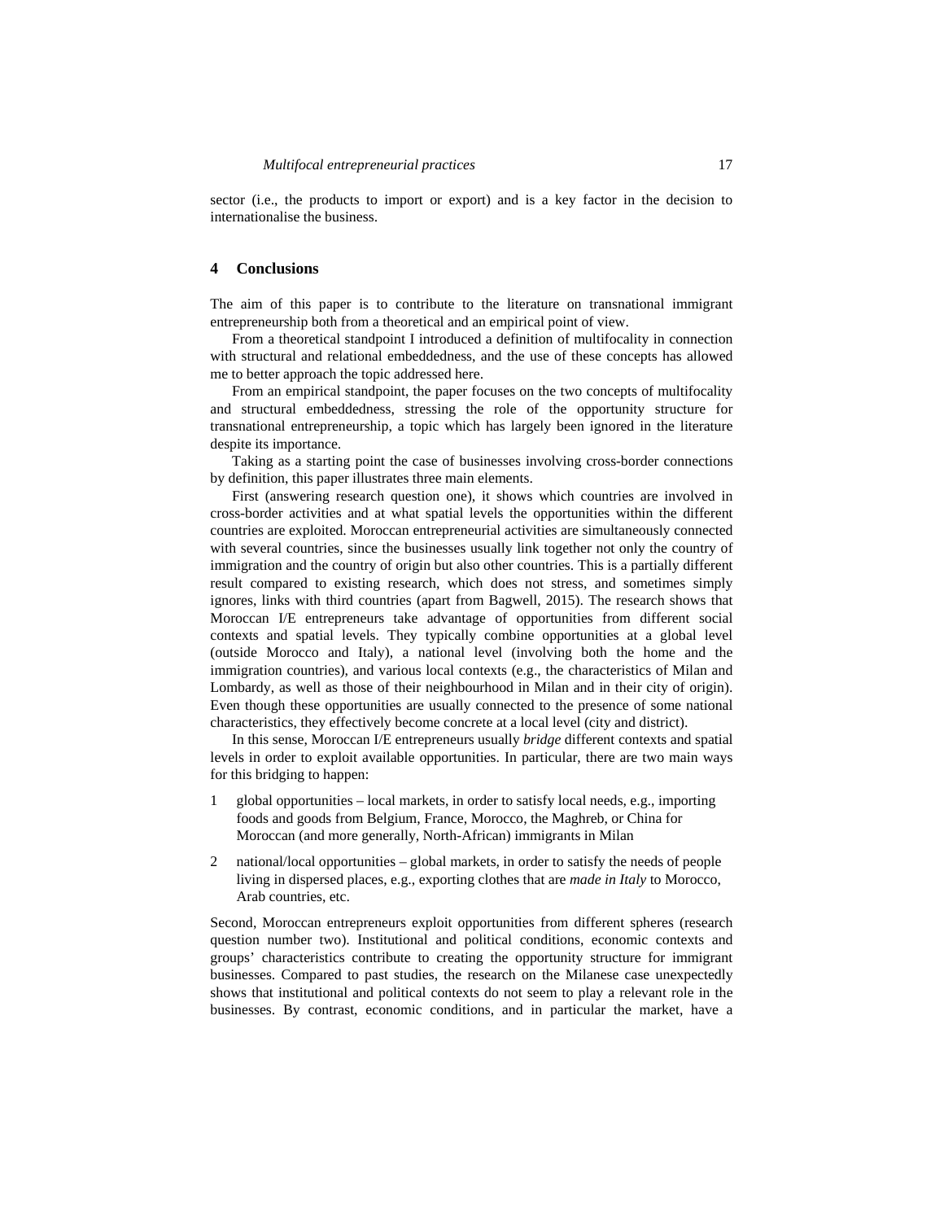sector (i.e., the products to import or export) and is a key factor in the decision to internationalise the business.

## 4 Conclusions

The aim of this paper is to contribute to the literature on transnational immigrant entrepreneurship both from a theoretical and an empirical point of view.

From a theoretical standpoint I introduced a definition of multifocality in connection with structural and relational embeddedness, and the use of these concepts has allowed me to better approach the topic addressed here.

From an empirical standpoint, the paper focuses on the two concepts of multifocality and structural embeddedness, stressing the role of the opportunity structure for transnational entrepreneurship, a topic which has largely been ignored in the literature despite its importance.

Taking as a starting point the case of businesses involving cross-border connections by definition, this paper illustrates three main elements.

First (answering research question one), it shows which countries are involved in cross-border activities and at what spatial levels the opportunities within the different countries are exploited. Moroccan entrepreneurial activities are simultaneously connected with several countries, since the businesses usually link together not only the country of immigration and the country of origin but also other countries. This is a partially different result compared to existing research, which does not stress, and sometimes simply ignores, links with third countries (apart from Bagwell, 2015). The research shows that Moroccan I/E entrepreneurs take advantage of opportunities from different social contexts and spatial levels. They typically combine opportunities at a global level (outside Morocco and Italy), a national level (involving both the home and the immigration countries), and various local contexts (e.g., the characteristics of Milan and Lombardy, as well as those of their neighbourhood in Milan and in their city of origin). Even though these opportunities are usually connected to the presence of some national characteristics, they effectively become concrete at a local level (city and district).

In this sense, Moroccan I/E entrepreneurs usually *bridge* different contexts and spatial levels in order to exploit available opportunities. In particular, there are two main ways for this bridging to happen:

1. global opportunities – local markets, in order to satisfy local needs, e.g., importing foods and goods from Belgium, France, Morocco, the Maghreb, or China for Moroccan (and more generally, North-African) immigrants in Milan
2. national/local opportunities – global markets, in order to satisfy the needs of people living in dispersed places, e.g., exporting clothes that are *made in Italy* to Morocco, Arab countries, etc.

Second, Moroccan entrepreneurs exploit opportunities from different spheres (research question number two). Institutional and political conditions, economic contexts and groups' characteristics contribute to creating the opportunity structure for immigrant businesses. Compared to past studies, the research on the Milanese case unexpectedly shows that institutional and political contexts do not seem to play a relevant role in the businesses. By contrast, economic conditions, and in particular the market, have a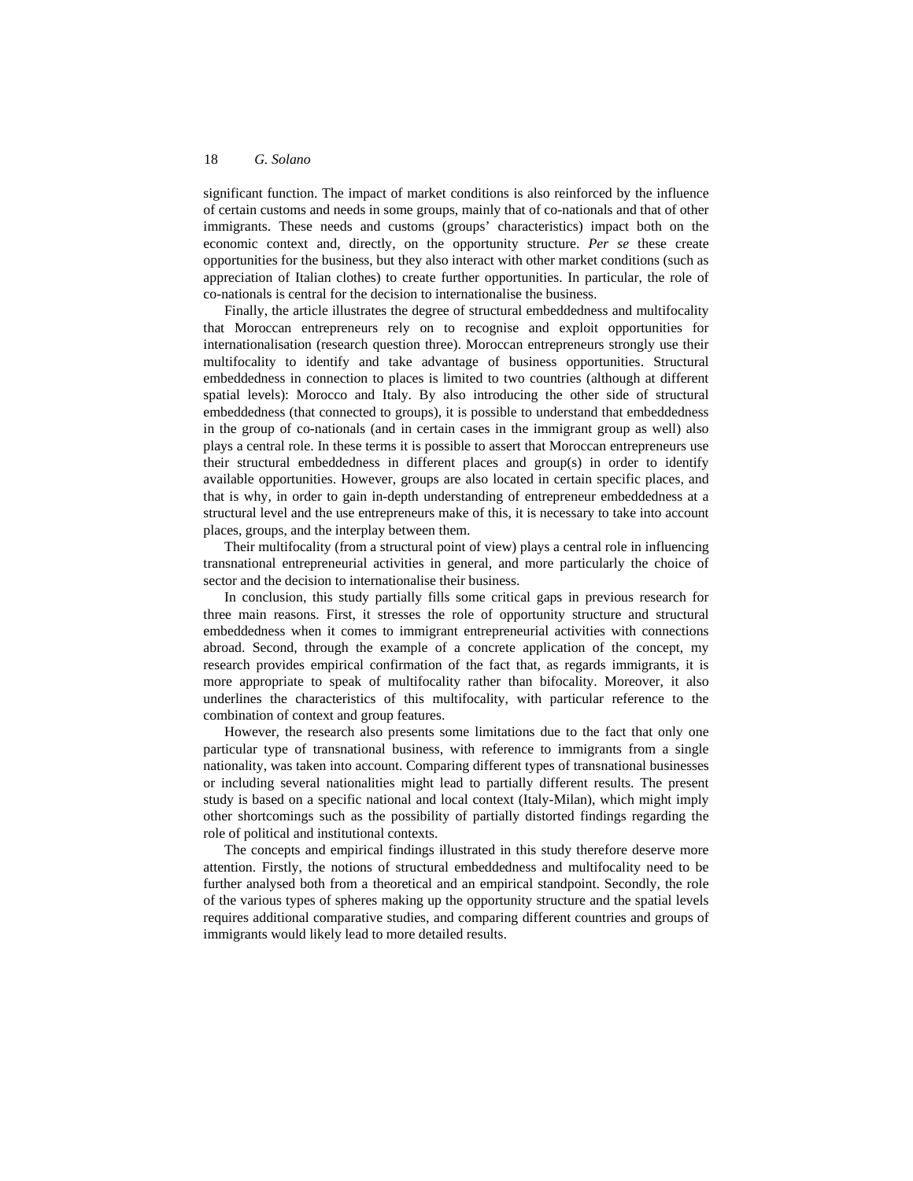significant function. The impact of market conditions is also reinforced by the influence of certain customs and needs in some groups, mainly that of co-nationals and that of other immigrants. These needs and customs (groups' characteristics) impact both on the economic context and, directly, on the opportunity structure. *Per se* these create opportunities for the business, but they also interact with other market conditions (such as appreciation of Italian clothes) to create further opportunities. In particular, the role of co-nationals is central for the decision to internationalise the business.

Finally, the article illustrates the degree of structural embeddedness and multifocality that Moroccan entrepreneurs rely on to recognise and exploit opportunities for internationalisation (research question three). Moroccan entrepreneurs strongly use their multifocality to identify and take advantage of business opportunities. Structural embeddedness in connection to places is limited to two countries (although at different spatial levels): Morocco and Italy. By also introducing the other side of structural embeddedness (that connected to groups), it is possible to understand that embeddedness in the group of co-nationals (and in certain cases in the immigrant group as well) also plays a central role. In these terms it is possible to assert that Moroccan entrepreneurs use their structural embeddedness in different places and group(s) in order to identify available opportunities. However, groups are also located in certain specific places, and that is why, in order to gain in-depth understanding of entrepreneur embeddedness at a structural level and the use entrepreneurs make of this, it is necessary to take into account places, groups, and the interplay between them.

Their multifocality (from a structural point of view) plays a central role in influencing transnational entrepreneurial activities in general, and more particularly the choice of sector and the decision to internationalise their business.

In conclusion, this study partially fills some critical gaps in previous research for three main reasons. First, it stresses the role of opportunity structure and structural embeddedness when it comes to immigrant entrepreneurial activities with connections abroad. Second, through the example of a concrete application of the concept, my research provides empirical confirmation of the fact that, as regards immigrants, it is more appropriate to speak of multifocality rather than bifocality. Moreover, it also underlines the characteristics of this multifocality, with particular reference to the combination of context and group features.

However, the research also presents some limitations due to the fact that only one particular type of transnational business, with reference to immigrants from a single nationality, was taken into account. Comparing different types of transnational businesses or including several nationalities might lead to partially different results. The present study is based on a specific national and local context (Italy-Milan), which might imply other shortcomings such as the possibility of partially distorted findings regarding the role of political and institutional contexts.

The concepts and empirical findings illustrated in this study therefore deserve more attention. Firstly, the notions of structural embeddedness and multifocality need to be further analysed both from a theoretical and an empirical standpoint. Secondly, the role of the various types of spheres making up the opportunity structure and the spatial levels requires additional comparative studies, and comparing different countries and groups of immigrants would likely lead to more detailed results.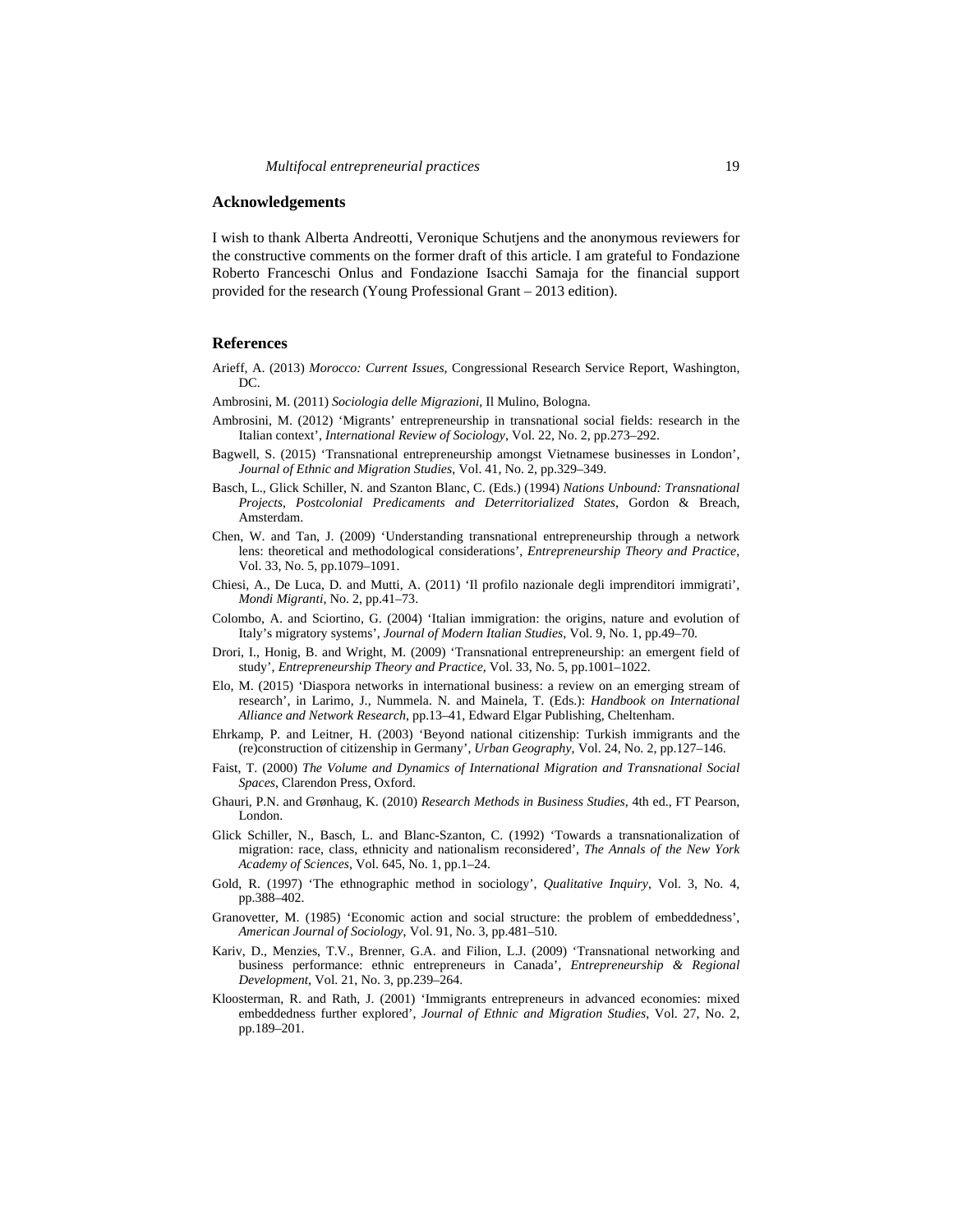## Acknowledgements

I wish to thank Alberta Andreotti, Veronique Schutjens and the anonymous reviewers for the constructive comments on the former draft of this article. I am grateful to Fondazione Roberto Franceschi Onlus and Fondazione Isacchi Samaja for the financial support provided for the research (Young Professional Grant – 2013 edition).

## References

Arieff, A. (2013) *Morocco: Current Issues*, Congressional Research Service Report, Washington, DC.

Ambrosini, M. (2011) *Sociologia delle Migrazioni*, Il Mulino, Bologna.

Ambrosini, M. (2012) 'Migrants' entrepreneurship in transnational social fields: research in the Italian context', *International Review of Sociology*, Vol. 22, No. 2, pp.273–292.

Bagwell, S. (2015) 'Transnational entrepreneurship amongst Vietnamese businesses in London', *Journal of Ethnic and Migration Studies*, Vol. 41, No. 2, pp.329–349.

Basch, L., Glick Schiller, N. and Szanton Blanc, C. (Eds.) (1994) *Nations Unbound: Transnational Projects, Postcolonial Predicaments and Deterritorialized States*, Gordon & Breach, Amsterdam.

Chen, W. and Tan, J. (2009) 'Understanding transnational entrepreneurship through a network lens: theoretical and methodological considerations', *Entrepreneurship Theory and Practice*, Vol. 33, No. 5, pp.1079–1091.

Chiesi, A., De Luca, D. and Mutti, A. (2011) 'Il profilo nazionale degli imprenditori immigrati', *Mondi Migranti*, No. 2, pp.41–73.

Colombo, A. and Sciortino, G. (2004) 'Italian immigration: the origins, nature and evolution of Italy's migratory systems', *Journal of Modern Italian Studies*, Vol. 9, No. 1, pp.49–70.

Drori, I., Honig, B. and Wright, M. (2009) 'Transnational entrepreneurship: an emergent field of study', *Entrepreneurship Theory and Practice*, Vol. 33, No. 5, pp.1001–1022.

Elo, M. (2015) 'Diaspora networks in international business: a review on an emerging stream of research', in Larimo, J., Nummela. N. and Mainela, T. (Eds.): *Handbook on International Alliance and Network Research*, pp.13–41, Edward Elgar Publishing, Cheltenham.

Ehrkamp, P. and Leitner, H. (2003) 'Beyond national citizenship: Turkish immigrants and the (re)construction of citizenship in Germany', *Urban Geography*, Vol. 24, No. 2, pp.127–146.

Faist, T. (2000) *The Volume and Dynamics of International Migration and Transnational Social Spaces*, Clarendon Press, Oxford.

Ghauri, P.N. and Grønhaug, K. (2010) *Research Methods in Business Studies*, 4th ed., FT Pearson, London.

Glick Schiller, N., Basch, L. and Blanc-Szanton, C. (1992) 'Towards a transnationalization of migration: race, class, ethnicity and nationalism reconsidered', *The Annals of the New York Academy of Sciences*, Vol. 645, No. 1, pp.1–24.

Gold, R. (1997) 'The ethnographic method in sociology', *Qualitative Inquiry*, Vol. 3, No. 4, pp.388–402.

Granovetter, M. (1985) 'Economic action and social structure: the problem of embeddedness', *American Journal of Sociology*, Vol. 91, No. 3, pp.481–510.

Kariv, D., Menzies, T.V., Brenner, G.A. and Filion, L.J. (2009) 'Transnational networking and business performance: ethnic entrepreneurs in Canada', *Entrepreneurship & Regional Development*, Vol. 21, No. 3, pp.239–264.

Kloosterman, R. and Rath, J. (2001) 'Immigrants entrepreneurs in advanced economies: mixed embeddedness further explored', *Journal of Ethnic and Migration Studies*, Vol. 27, No. 2, pp.189–201.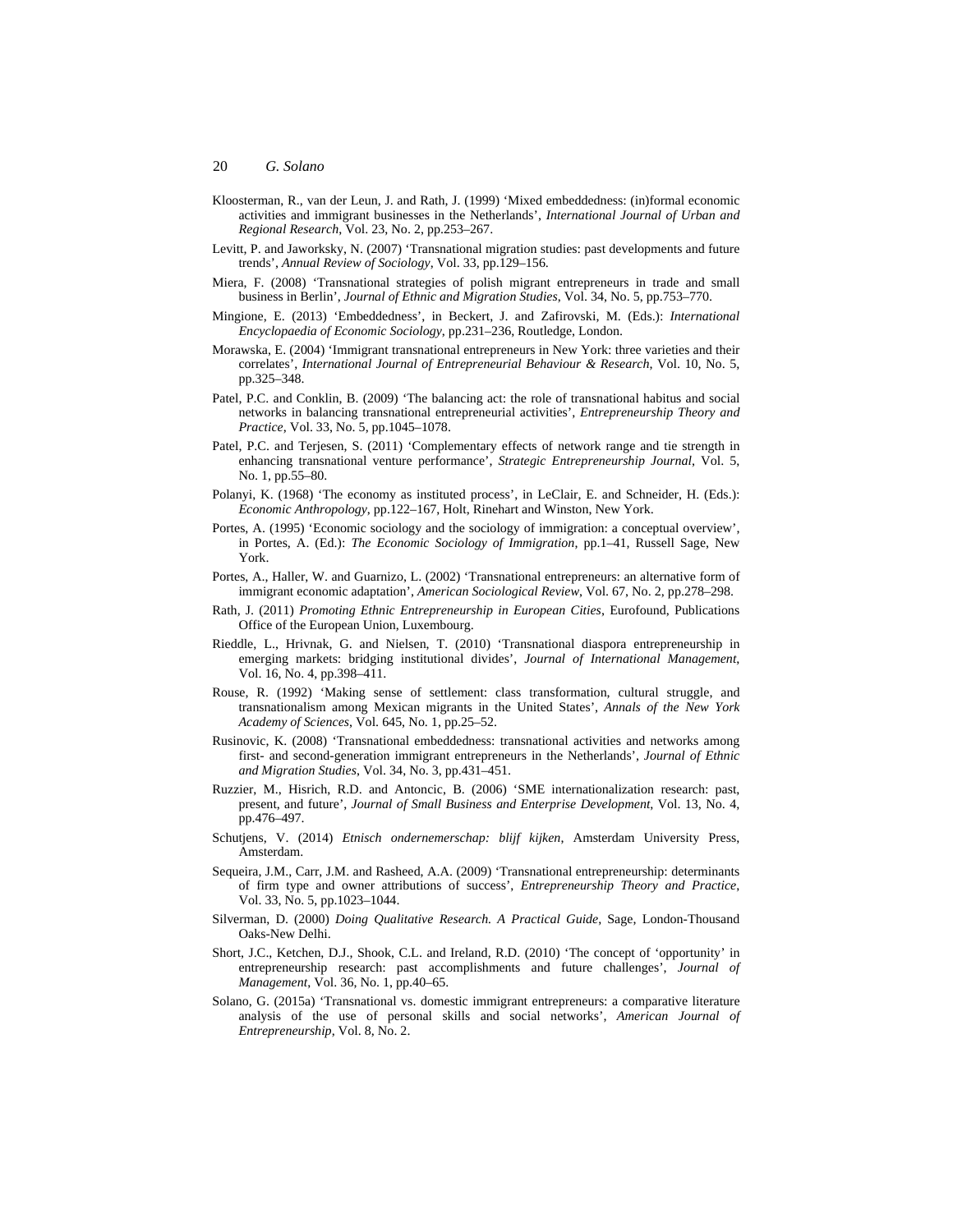Kloosterman, R., van der Leun, J. and Rath, J. (1999) 'Mixed embeddedness: (in)formal economic activities and immigrant businesses in the Netherlands', *International Journal of Urban and Regional Research*, Vol. 23, No. 2, pp.253–267.

Levitt, P. and Jaworksky, N. (2007) 'Transnational migration studies: past developments and future trends', *Annual Review of Sociology*, Vol. 33, pp.129–156.

Miera, F. (2008) 'Transnational strategies of polish migrant entrepreneurs in trade and small business in Berlin', *Journal of Ethnic and Migration Studies*, Vol. 34, No. 5, pp.753–770.

Mingione, E. (2013) 'Embeddedness', in Beckert, J. and Zafirovski, M. (Eds.): *International Encyclopaedia of Economic Sociology*, pp.231–236, Routledge, London.

Morawska, E. (2004) 'Immigrant transnational entrepreneurs in New York: three varieties and their correlates', *International Journal of Entrepreneurial Behaviour & Research*, Vol. 10, No. 5, pp.325–348.

Patel, P.C. and Conklin, B. (2009) 'The balancing act: the role of transnational habitus and social networks in balancing transnational entrepreneurial activities', *Entrepreneurship Theory and Practice*, Vol. 33, No. 5, pp.1045–1078.

Patel, P.C. and Terjesen, S. (2011) 'Complementary effects of network range and tie strength in enhancing transnational venture performance', *Strategic Entrepreneurship Journal*, Vol. 5, No. 1, pp.55–80.

Polanyi, K. (1968) 'The economy as instituted process', in LeClair, E. and Schneider, H. (Eds.): *Economic Anthropology*, pp.122–167, Holt, Rinehart and Winston, New York.

Portes, A. (1995) 'Economic sociology and the sociology of immigration: a conceptual overview', in Portes, A. (Ed.): *The Economic Sociology of Immigration*, pp.1–41, Russell Sage, New York.

Portes, A., Haller, W. and Guarnizo, L. (2002) 'Transnational entrepreneurs: an alternative form of immigrant economic adaptation', *American Sociological Review*, Vol. 67, No. 2, pp.278–298.

Rath, J. (2011) *Promoting Ethnic Entrepreneurship in European Cities*, Eurofound, Publications Office of the European Union, Luxembourg.

Rieddle, L., Hrivnak, G. and Nielsen, T. (2010) 'Transnational diaspora entrepreneurship in emerging markets: bridging institutional divides', *Journal of International Management*, Vol. 16, No. 4, pp.398–411.

Rouse, R. (1992) 'Making sense of settlement: class transformation, cultural struggle, and transnationalism among Mexican migrants in the United States', *Annals of the New York Academy of Sciences*, Vol. 645, No. 1, pp.25–52.

Rusinovic, K. (2008) 'Transnational embeddedness: transnational activities and networks among first- and second-generation immigrant entrepreneurs in the Netherlands', *Journal of Ethnic and Migration Studies*, Vol. 34, No. 3, pp.431–451.

Ruzzier, M., Hisrich, R.D. and Antoncic, B. (2006) 'SME internationalization research: past, present, and future', *Journal of Small Business and Enterprise Development*, Vol. 13, No. 4, pp.476–497.

Schutjens, V. (2014) *Etnisch ondernemerschap: blijf kijken*, Amsterdam University Press, Amsterdam.

Sequeira, J.M., Carr, J.M. and Rasheed, A.A. (2009) 'Transnational entrepreneurship: determinants of firm type and owner attributions of success', *Entrepreneurship Theory and Practice*, Vol. 33, No. 5, pp.1023–1044.

Silverman, D. (2000) *Doing Qualitative Research. A Practical Guide*, Sage, London-Thousand Oaks-New Delhi.

Short, J.C., Ketchen, D.J., Shook, C.L. and Ireland, R.D. (2010) 'The concept of 'opportunity' in entrepreneurship research: past accomplishments and future challenges', *Journal of Management*, Vol. 36, No. 1, pp.40–65.

Solano, G. (2015a) 'Transnational vs. domestic immigrant entrepreneurs: a comparative literature analysis of the use of personal skills and social networks', *American Journal of Entrepreneurship*, Vol. 8, No. 2.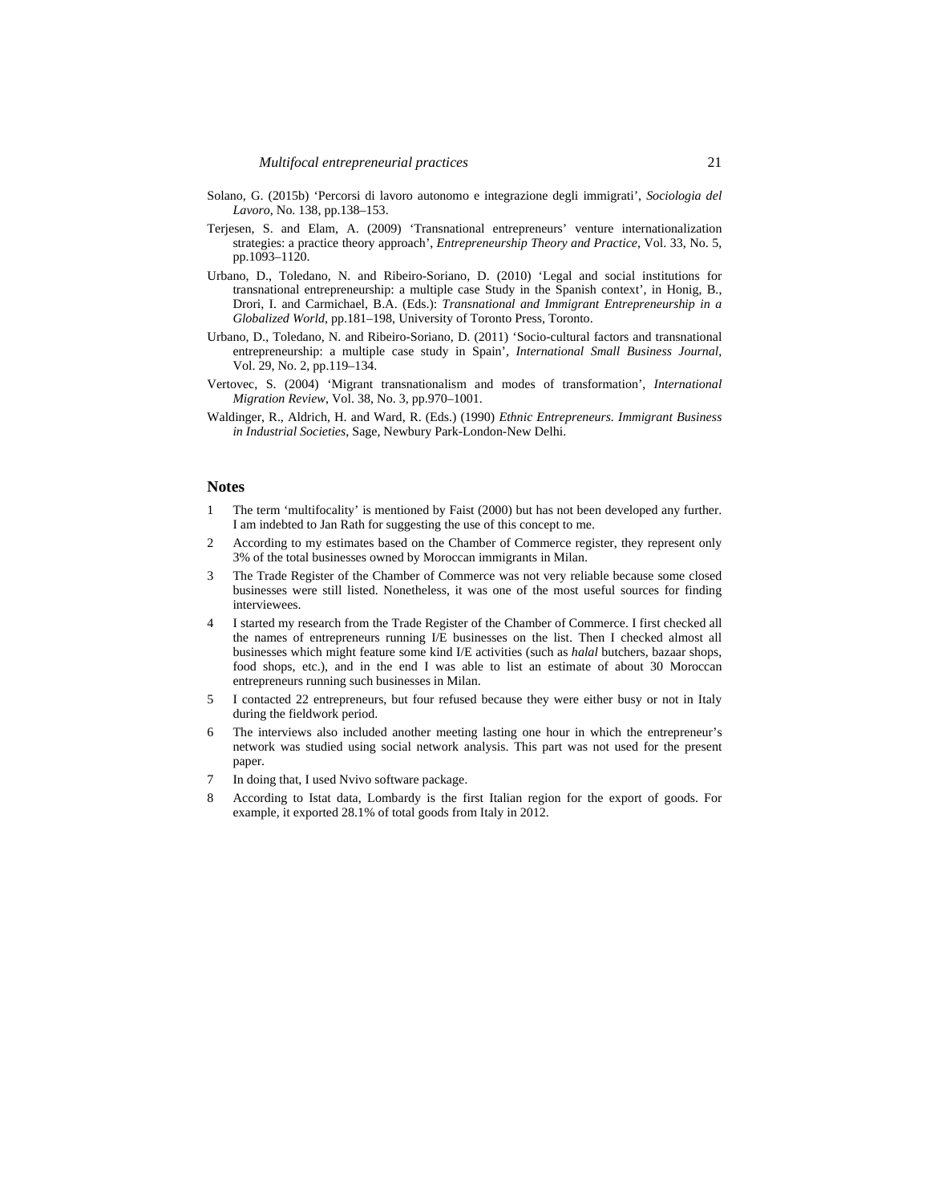Solano, G. (2015b) 'Percorsi di lavoro autonomo e integrazione degli immigrati', *Sociologia del Lavoro*, No. 138, pp.138–153.

Terjesen, S. and Elam, A. (2009) 'Transnational entrepreneurs' venture internationalization strategies: a practice theory approach', *Entrepreneurship Theory and Practice*, Vol. 33, No. 5, pp.1093–1120.

Urbano, D., Toledano, N. and Ribeiro-Soriano, D. (2010) 'Legal and social institutions for transnational entrepreneurship: a multiple case Study in the Spanish context', in Honig, B., Drori, I. and Carmichael, B.A. (Eds.): *Transnational and Immigrant Entrepreneurship in a Globalized World*, pp.181–198, University of Toronto Press, Toronto.

Urbano, D., Toledano, N. and Ribeiro-Soriano, D. (2011) 'Socio-cultural factors and transnational entrepreneurship: a multiple case study in Spain', *International Small Business Journal*, Vol. 29, No. 2, pp.119–134.

Vertovec, S. (2004) 'Migrant transnationalism and modes of transformation', *International Migration Review*, Vol. 38, No. 3, pp.970–1001.

Waldinger, R., Aldrich, H. and Ward, R. (Eds.) (1990) *Ethnic Entrepreneurs. Immigrant Business in Industrial Societies*, Sage, Newbury Park-London-New Delhi.

## Notes

1. The term 'multifocality' is mentioned by Faist (2000) but has not been developed any further. I am indebted to Jan Rath for suggesting the use of this concept to me.
2. According to my estimates based on the Chamber of Commerce register, they represent only 3% of the total businesses owned by Moroccan immigrants in Milan.
3. The Trade Register of the Chamber of Commerce was not very reliable because some closed businesses were still listed. Nonetheless, it was one of the most useful sources for finding interviewees.
4. I started my research from the Trade Register of the Chamber of Commerce. I first checked all the names of entrepreneurs running I/E businesses on the list. Then I checked almost all businesses which might feature some kind I/E activities (such as *halal* butchers, bazaar shops, food shops, etc.), and in the end I was able to list an estimate of about 30 Moroccan entrepreneurs running such businesses in Milan.
5. I contacted 22 entrepreneurs, but four refused because they were either busy or not in Italy during the fieldwork period.
6. The interviews also included another meeting lasting one hour in which the entrepreneur's network was studied using social network analysis. This part was not used for the present paper.
7. In doing that, I used Nvivo software package.
8. According to Istat data, Lombardy is the first Italian region for the export of goods. For example, it exported 28.1% of total goods from Italy in 2012.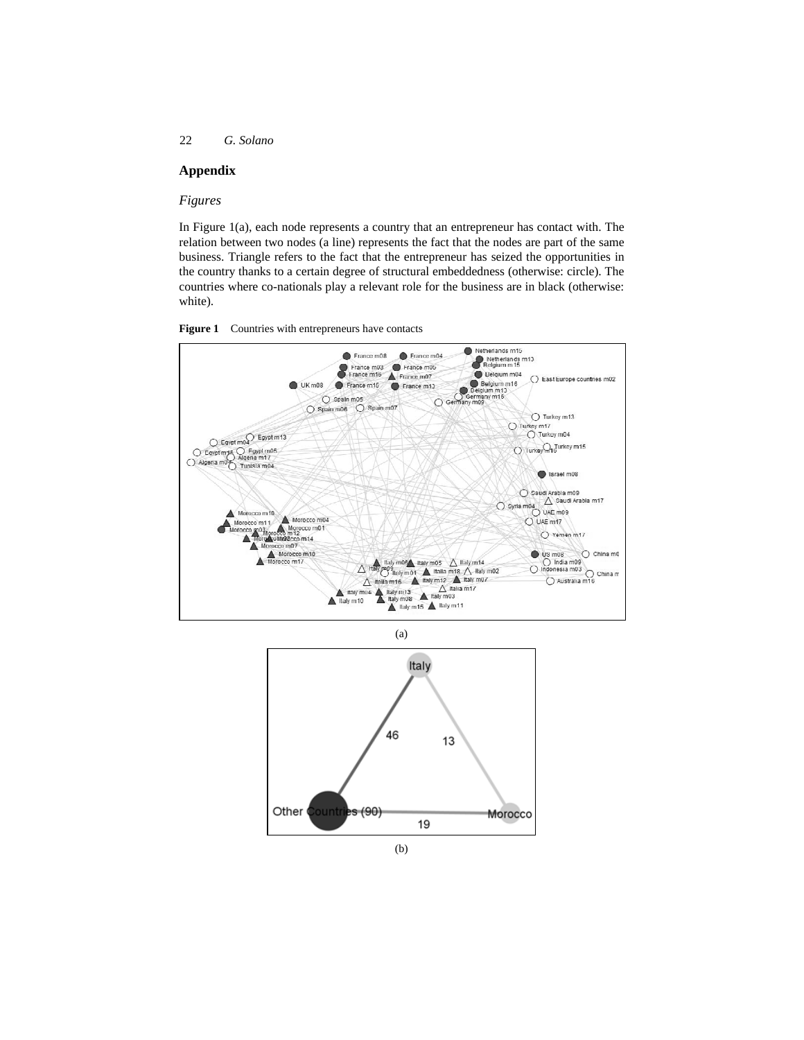## Appendix

### *Figures*

In Figure 1(a), each node represents a country that an entrepreneur has contact with. The relation between two nodes (a line) represents the fact that the nodes are part of the same business. Triangle refers to the fact that the entrepreneur has seized the opportunities in the country thanks to a certain degree of structural embeddedness (otherwise: circle). The countries where co-nationals play a relevant role for the business are in black (otherwise: white).

**Figure 1** Countries with entrepreneurs have contacts

(a)

(b)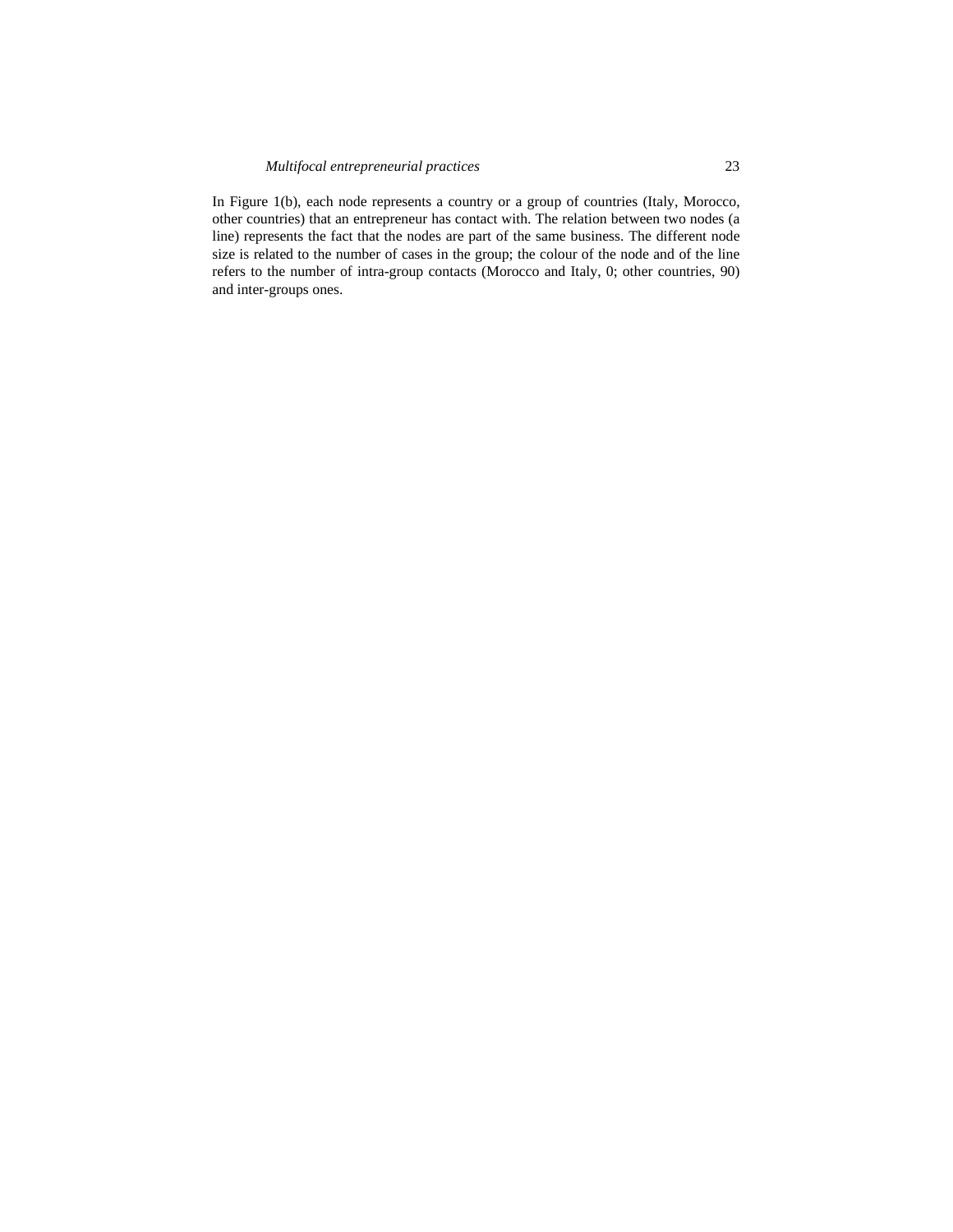In Figure 1(b), each node represents a country or a group of countries (Italy, Morocco, other countries) that an entrepreneur has contact with. The relation between two nodes (a line) represents the fact that the nodes are part of the same business. The different node size is related to the number of cases in the group; the colour of the node and of the line refers to the number of intra-group contacts (Morocco and Italy, 0; other countries, 90) and inter-groups ones.